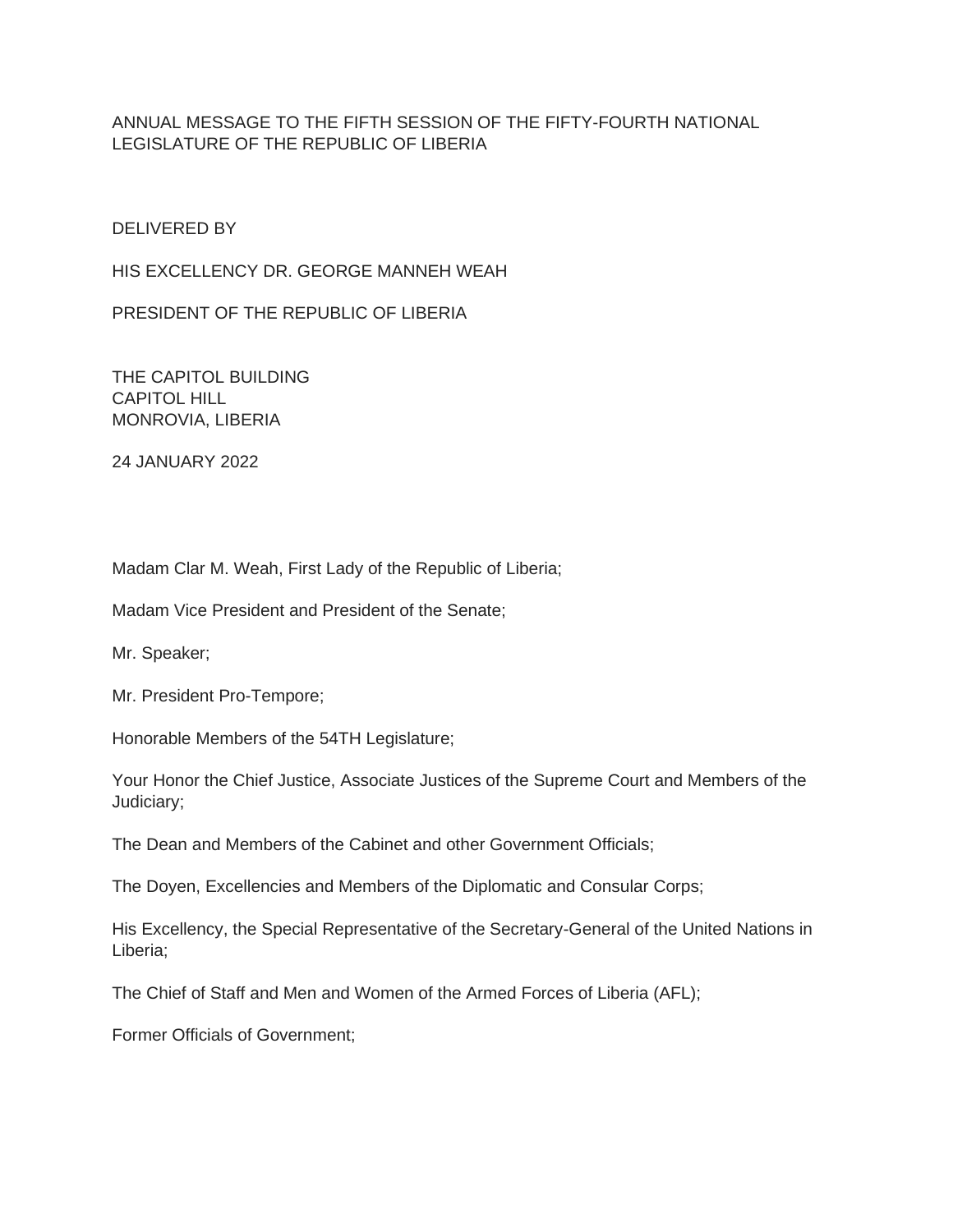# ANNUAL MESSAGE TO THE FIFTH SESSION OF THE FIFTY-FOURTH NATIONAL LEGISLATURE OF THE REPUBLIC OF LIBERIA

DELIVERED BY

HIS EXCELLENCY DR. GEORGE MANNEH WEAH

PRESIDENT OF THE REPUBLIC OF LIBERIA

THE CAPITOL BUILDING
CAPITOL HILL
MONROVIA, LIBERIA

24 JANUARY 2022

Madam Clar M. Weah, First Lady of the Republic of Liberia;

Madam Vice President and President of the Senate;

Mr. Speaker;

Mr. President Pro-Tempore;

Honorable Members of the 54TH Legislature;

Your Honor the Chief Justice, Associate Justices of the Supreme Court and Members of the Judiciary;

The Dean and Members of the Cabinet and other Government Officials;

The Doyen, Excellencies and Members of the Diplomatic and Consular Corps;

His Excellency, the Special Representative of the Secretary-General of the United Nations in Liberia;

The Chief of Staff and Men and Women of the Armed Forces of Liberia (AFL);

Former Officials of Government;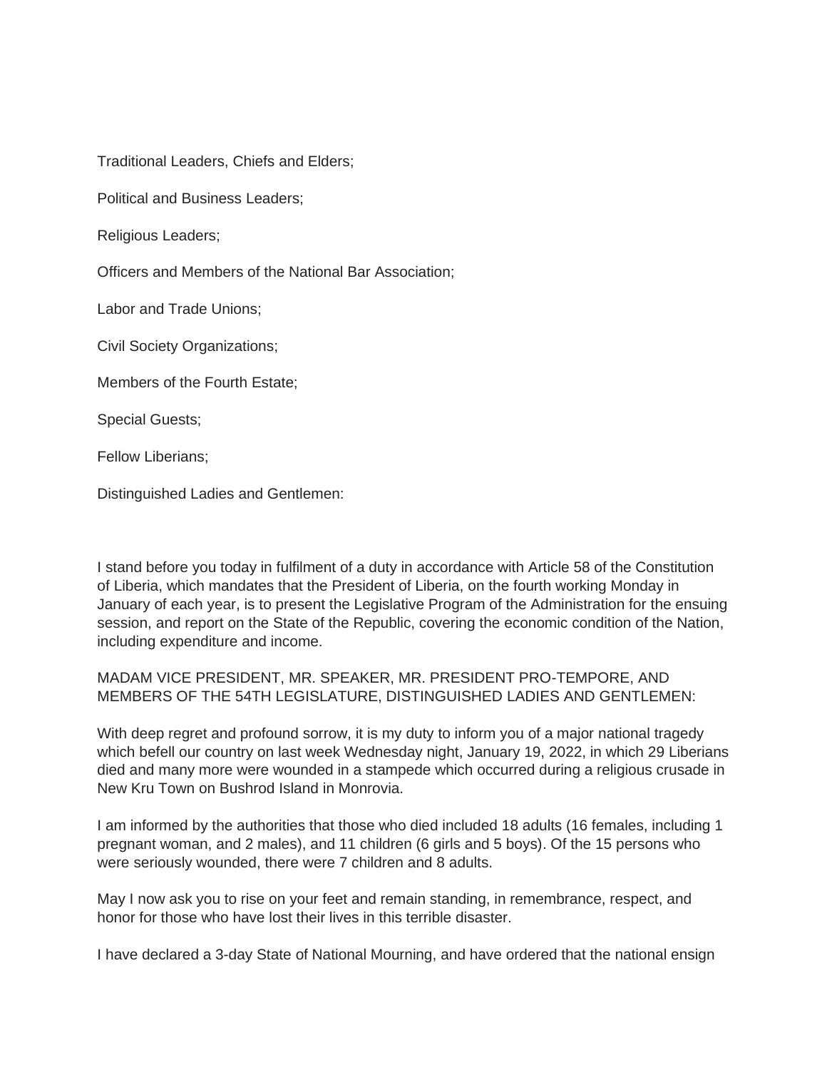Traditional Leaders, Chiefs and Elders;

Political and Business Leaders;

Religious Leaders;

Officers and Members of the National Bar Association;

Labor and Trade Unions;

Civil Society Organizations;

Members of the Fourth Estate;

Special Guests;

Fellow Liberians;

Distinguished Ladies and Gentlemen:

I stand before you today in fulfilment of a duty in accordance with Article 58 of the Constitution of Liberia, which mandates that the President of Liberia, on the fourth working Monday in January of each year, is to present the Legislative Program of the Administration for the ensuing session, and report on the State of the Republic, covering the economic condition of the Nation, including expenditure and income.

MADAM VICE PRESIDENT, MR. SPEAKER, MR. PRESIDENT PRO-TEMPORE, AND MEMBERS OF THE 54TH LEGISLATURE, DISTINGUISHED LADIES AND GENTLEMEN:

With deep regret and profound sorrow, it is my duty to inform you of a major national tragedy which befell our country on last week Wednesday night, January 19, 2022, in which 29 Liberians died and many more were wounded in a stampede which occurred during a religious crusade in New Kru Town on Bushrod Island in Monrovia.

I am informed by the authorities that those who died included 18 adults (16 females, including 1 pregnant woman, and 2 males), and 11 children (6 girls and 5 boys). Of the 15 persons who were seriously wounded, there were 7 children and 8 adults.

May I now ask you to rise on your feet and remain standing, in remembrance, respect, and honor for those who have lost their lives in this terrible disaster.

I have declared a 3-day State of National Mourning, and have ordered that the national ensign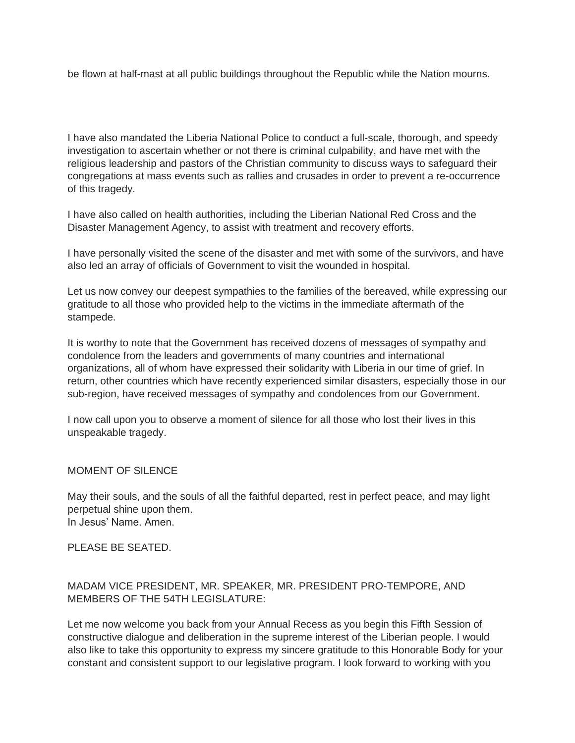be flown at half-mast at all public buildings throughout the Republic while the Nation mourns.

I have also mandated the Liberia National Police to conduct a full-scale, thorough, and speedy investigation to ascertain whether or not there is criminal culpability, and have met with the religious leadership and pastors of the Christian community to discuss ways to safeguard their congregations at mass events such as rallies and crusades in order to prevent a re-occurrence of this tragedy.

I have also called on health authorities, including the Liberian National Red Cross and the Disaster Management Agency, to assist with treatment and recovery efforts.

I have personally visited the scene of the disaster and met with some of the survivors, and have also led an array of officials of Government to visit the wounded in hospital.

Let us now convey our deepest sympathies to the families of the bereaved, while expressing our gratitude to all those who provided help to the victims in the immediate aftermath of the stampede.

It is worthy to note that the Government has received dozens of messages of sympathy and condolence from the leaders and governments of many countries and international organizations, all of whom have expressed their solidarity with Liberia in our time of grief. In return, other countries which have recently experienced similar disasters, especially those in our sub-region, have received messages of sympathy and condolences from our Government.

I now call upon you to observe a moment of silence for all those who lost their lives in this unspeakable tragedy.

MOMENT OF SILENCE

May their souls, and the souls of all the faithful departed, rest in perfect peace, and may light perpetual shine upon them.
In Jesus' Name. Amen.

PLEASE BE SEATED.

MADAM VICE PRESIDENT, MR. SPEAKER, MR. PRESIDENT PRO-TEMPORE, AND MEMBERS OF THE 54TH LEGISLATURE:

Let me now welcome you back from your Annual Recess as you begin this Fifth Session of constructive dialogue and deliberation in the supreme interest of the Liberian people. I would also like to take this opportunity to express my sincere gratitude to this Honorable Body for your constant and consistent support to our legislative program. I look forward to working with you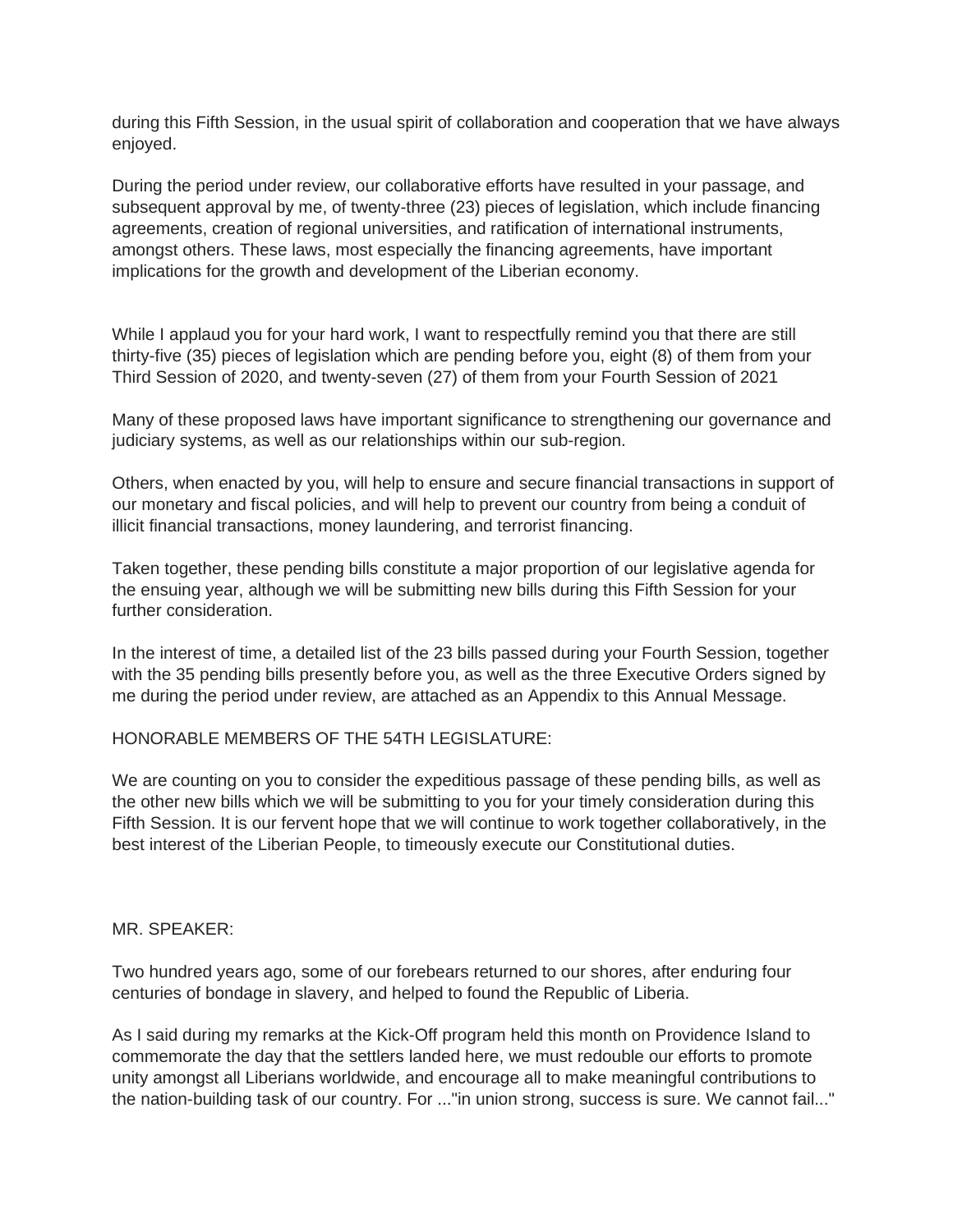during this Fifth Session, in the usual spirit of collaboration and cooperation that we have always enjoyed.

During the period under review, our collaborative efforts have resulted in your passage, and subsequent approval by me, of twenty-three (23) pieces of legislation, which include financing agreements, creation of regional universities, and ratification of international instruments, amongst others. These laws, most especially the financing agreements, have important implications for the growth and development of the Liberian economy.

While I applaud you for your hard work, I want to respectfully remind you that there are still thirty-five (35) pieces of legislation which are pending before you, eight (8) of them from your Third Session of 2020, and twenty-seven (27) of them from your Fourth Session of 2021

Many of these proposed laws have important significance to strengthening our governance and judiciary systems, as well as our relationships within our sub-region.

Others, when enacted by you, will help to ensure and secure financial transactions in support of our monetary and fiscal policies, and will help to prevent our country from being a conduit of illicit financial transactions, money laundering, and terrorist financing.

Taken together, these pending bills constitute a major proportion of our legislative agenda for the ensuing year, although we will be submitting new bills during this Fifth Session for your further consideration.

In the interest of time, a detailed list of the 23 bills passed during your Fourth Session, together with the 35 pending bills presently before you, as well as the three Executive Orders signed by me during the period under review, are attached as an Appendix to this Annual Message.

HONORABLE MEMBERS OF THE 54TH LEGISLATURE:

We are counting on you to consider the expeditious passage of these pending bills, as well as the other new bills which we will be submitting to you for your timely consideration during this Fifth Session. It is our fervent hope that we will continue to work together collaboratively, in the best interest of the Liberian People, to timeously execute our Constitutional duties.

MR. SPEAKER:

Two hundred years ago, some of our forebears returned to our shores, after enduring four centuries of bondage in slavery, and helped to found the Republic of Liberia.

As I said during my remarks at the Kick-Off program held this month on Providence Island to commemorate the day that the settlers landed here, we must redouble our efforts to promote unity amongst all Liberians worldwide, and encourage all to make meaningful contributions to the nation-building task of our country. For ..."in union strong, success is sure. We cannot fail..."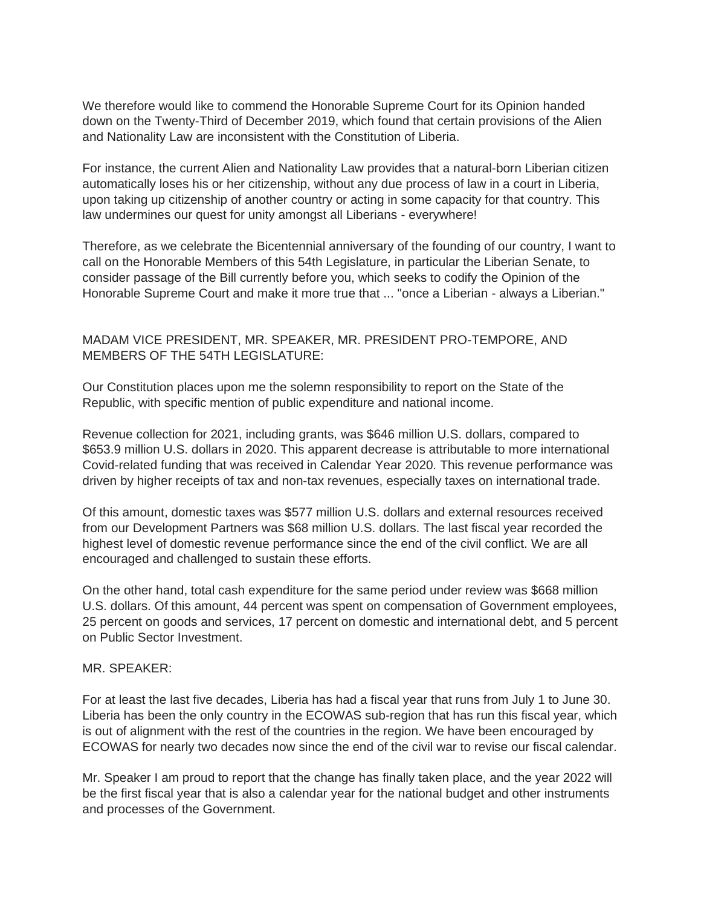We therefore would like to commend the Honorable Supreme Court for its Opinion handed down on the Twenty-Third of December 2019, which found that certain provisions of the Alien and Nationality Law are inconsistent with the Constitution of Liberia.

For instance, the current Alien and Nationality Law provides that a natural-born Liberian citizen automatically loses his or her citizenship, without any due process of law in a court in Liberia, upon taking up citizenship of another country or acting in some capacity for that country. This law undermines our quest for unity amongst all Liberians - everywhere!

Therefore, as we celebrate the Bicentennial anniversary of the founding of our country, I want to call on the Honorable Members of this 54th Legislature, in particular the Liberian Senate, to consider passage of the Bill currently before you, which seeks to codify the Opinion of the Honorable Supreme Court and make it more true that ... "once a Liberian - always a Liberian."

MADAM VICE PRESIDENT, MR. SPEAKER, MR. PRESIDENT PRO-TEMPORE, AND MEMBERS OF THE 54TH LEGISLATURE:

Our Constitution places upon me the solemn responsibility to report on the State of the Republic, with specific mention of public expenditure and national income.

Revenue collection for 2021, including grants, was $646 million U.S. dollars, compared to $653.9 million U.S. dollars in 2020. This apparent decrease is attributable to more international Covid-related funding that was received in Calendar Year 2020. This revenue performance was driven by higher receipts of tax and non-tax revenues, especially taxes on international trade.

Of this amount, domestic taxes was $577 million U.S. dollars and external resources received from our Development Partners was $68 million U.S. dollars. The last fiscal year recorded the highest level of domestic revenue performance since the end of the civil conflict. We are all encouraged and challenged to sustain these efforts.

On the other hand, total cash expenditure for the same period under review was $668 million U.S. dollars. Of this amount, 44 percent was spent on compensation of Government employees, 25 percent on goods and services, 17 percent on domestic and international debt, and 5 percent on Public Sector Investment.

MR. SPEAKER:

For at least the last five decades, Liberia has had a fiscal year that runs from July 1 to June 30. Liberia has been the only country in the ECOWAS sub-region that has run this fiscal year, which is out of alignment with the rest of the countries in the region. We have been encouraged by ECOWAS for nearly two decades now since the end of the civil war to revise our fiscal calendar.

Mr. Speaker I am proud to report that the change has finally taken place, and the year 2022 will be the first fiscal year that is also a calendar year for the national budget and other instruments and processes of the Government.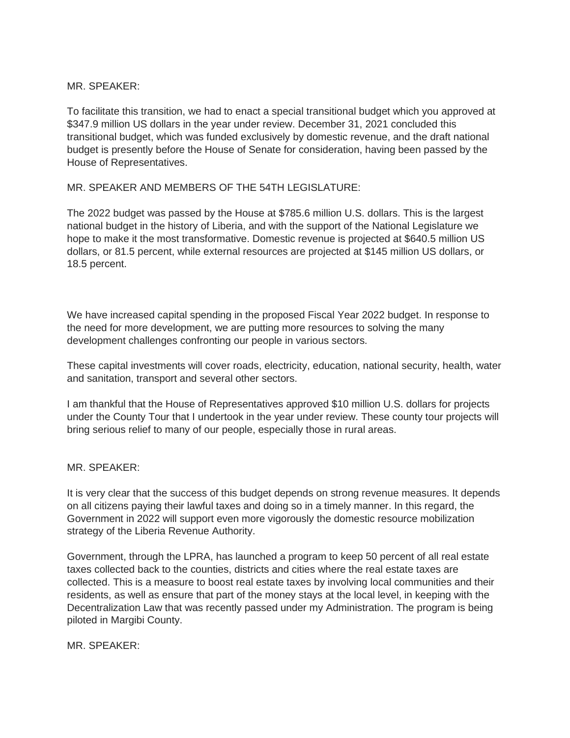MR. SPEAKER:

To facilitate this transition, we had to enact a special transitional budget which you approved at $347.9 million US dollars in the year under review. December 31, 2021 concluded this transitional budget, which was funded exclusively by domestic revenue, and the draft national budget is presently before the House of Senate for consideration, having been passed by the House of Representatives.

MR. SPEAKER AND MEMBERS OF THE 54TH LEGISLATURE:

The 2022 budget was passed by the House at $785.6 million U.S. dollars. This is the largest national budget in the history of Liberia, and with the support of the National Legislature we hope to make it the most transformative. Domestic revenue is projected at $640.5 million US dollars, or 81.5 percent, while external resources are projected at $145 million US dollars, or 18.5 percent.

We have increased capital spending in the proposed Fiscal Year 2022 budget. In response to the need for more development, we are putting more resources to solving the many development challenges confronting our people in various sectors.

These capital investments will cover roads, electricity, education, national security, health, water and sanitation, transport and several other sectors.

I am thankful that the House of Representatives approved $10 million U.S. dollars for projects under the County Tour that I undertook in the year under review. These county tour projects will bring serious relief to many of our people, especially those in rural areas.

MR. SPEAKER:

It is very clear that the success of this budget depends on strong revenue measures. It depends on all citizens paying their lawful taxes and doing so in a timely manner. In this regard, the Government in 2022 will support even more vigorously the domestic resource mobilization strategy of the Liberia Revenue Authority.

Government, through the LPRA, has launched a program to keep 50 percent of all real estate taxes collected back to the counties, districts and cities where the real estate taxes are collected. This is a measure to boost real estate taxes by involving local communities and their residents, as well as ensure that part of the money stays at the local level, in keeping with the Decentralization Law that was recently passed under my Administration. The program is being piloted in Margibi County.

MR. SPEAKER: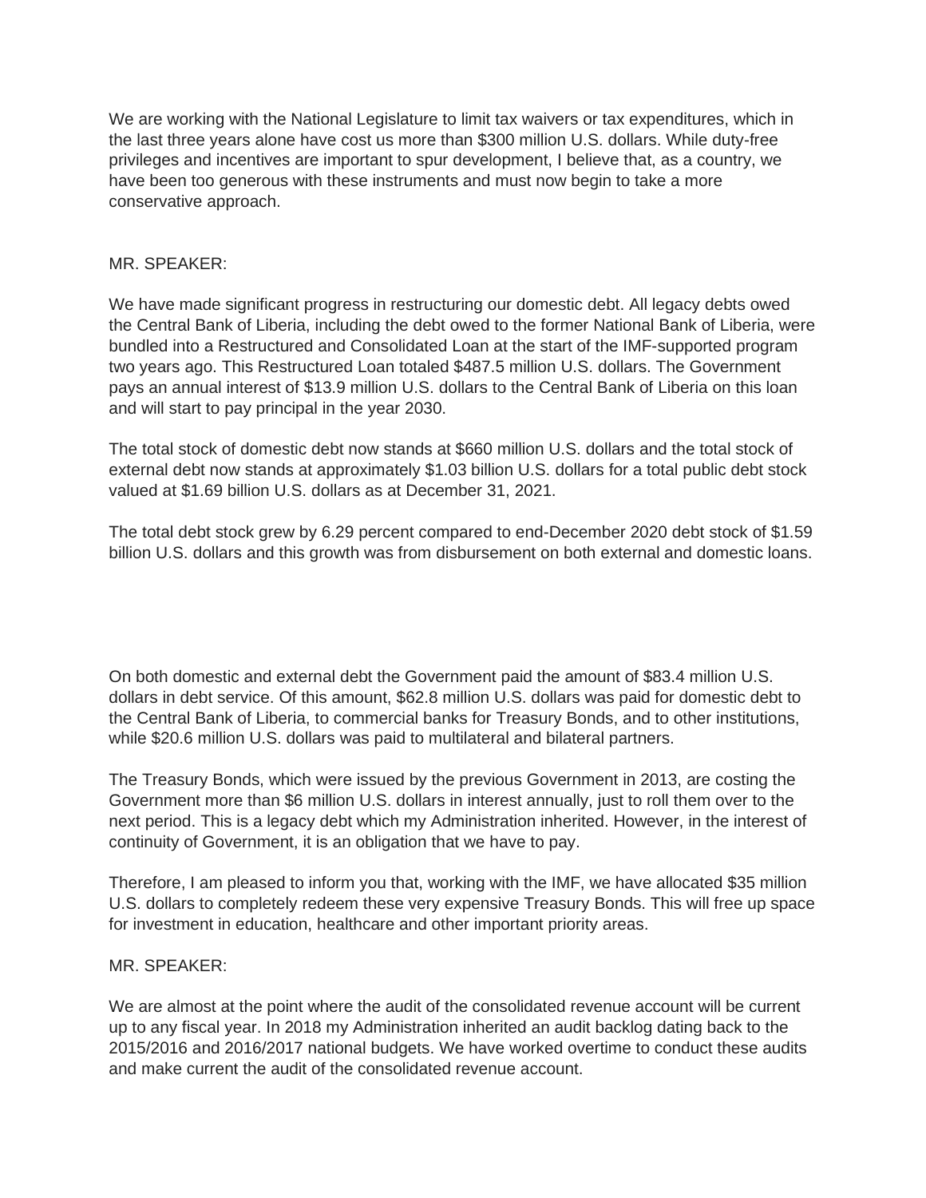We are working with the National Legislature to limit tax waivers or tax expenditures, which in the last three years alone have cost us more than $300 million U.S. dollars. While duty-free privileges and incentives are important to spur development, I believe that, as a country, we have been too generous with these instruments and must now begin to take a more conservative approach.

MR. SPEAKER:

We have made significant progress in restructuring our domestic debt. All legacy debts owed the Central Bank of Liberia, including the debt owed to the former National Bank of Liberia, were bundled into a Restructured and Consolidated Loan at the start of the IMF-supported program two years ago. This Restructured Loan totaled $487.5 million U.S. dollars. The Government pays an annual interest of $13.9 million U.S. dollars to the Central Bank of Liberia on this loan and will start to pay principal in the year 2030.

The total stock of domestic debt now stands at $660 million U.S. dollars and the total stock of external debt now stands at approximately $1.03 billion U.S. dollars for a total public debt stock valued at $1.69 billion U.S. dollars as at December 31, 2021.

The total debt stock grew by 6.29 percent compared to end-December 2020 debt stock of $1.59 billion U.S. dollars and this growth was from disbursement on both external and domestic loans.

On both domestic and external debt the Government paid the amount of $83.4 million U.S. dollars in debt service. Of this amount, $62.8 million U.S. dollars was paid for domestic debt to the Central Bank of Liberia, to commercial banks for Treasury Bonds, and to other institutions, while $20.6 million U.S. dollars was paid to multilateral and bilateral partners.

The Treasury Bonds, which were issued by the previous Government in 2013, are costing the Government more than $6 million U.S. dollars in interest annually, just to roll them over to the next period. This is a legacy debt which my Administration inherited. However, in the interest of continuity of Government, it is an obligation that we have to pay.

Therefore, I am pleased to inform you that, working with the IMF, we have allocated $35 million U.S. dollars to completely redeem these very expensive Treasury Bonds. This will free up space for investment in education, healthcare and other important priority areas.

MR. SPEAKER:

We are almost at the point where the audit of the consolidated revenue account will be current up to any fiscal year. In 2018 my Administration inherited an audit backlog dating back to the 2015/2016 and 2016/2017 national budgets. We have worked overtime to conduct these audits and make current the audit of the consolidated revenue account.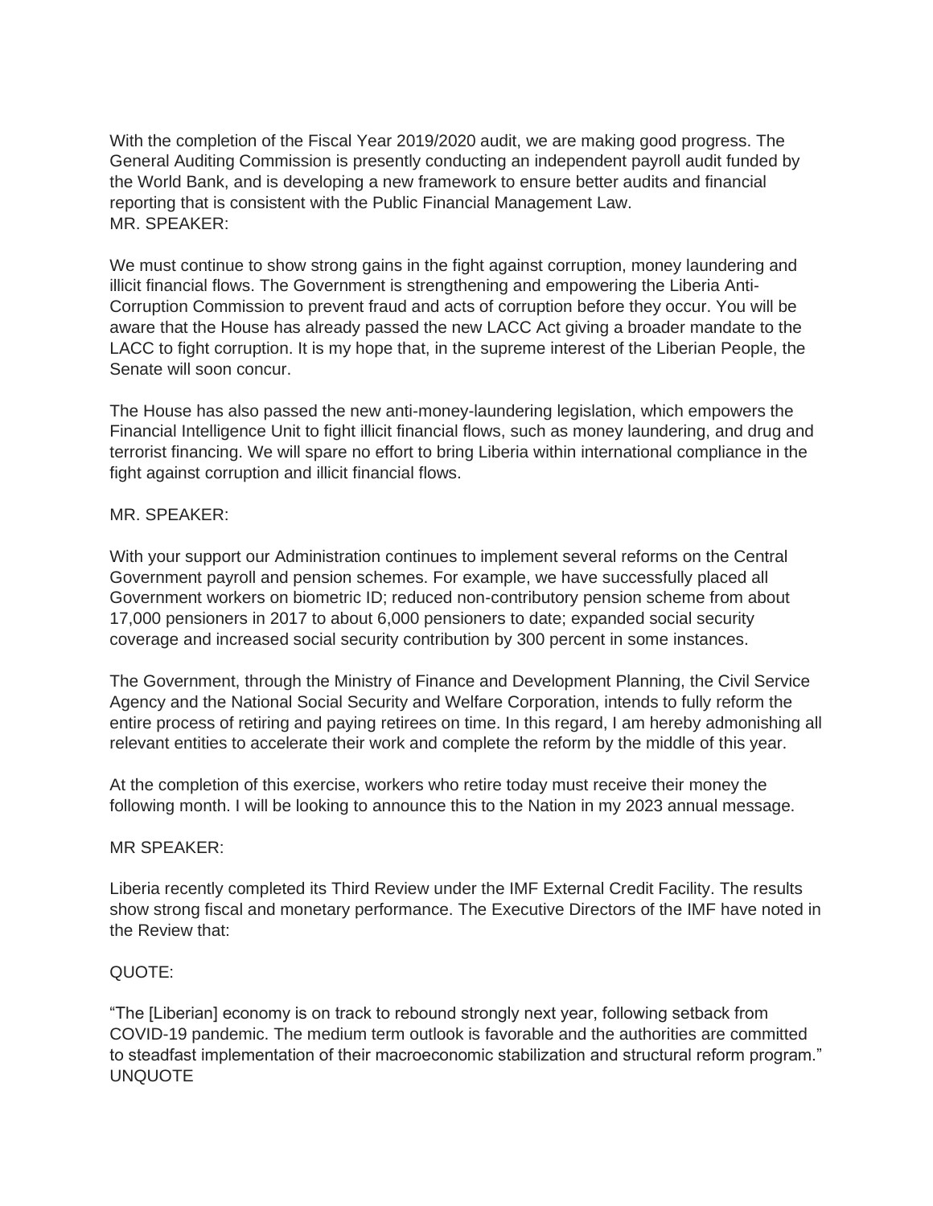With the completion of the Fiscal Year 2019/2020 audit, we are making good progress. The General Auditing Commission is presently conducting an independent payroll audit funded by the World Bank, and is developing a new framework to ensure better audits and financial reporting that is consistent with the Public Financial Management Law.
MR. SPEAKER:

We must continue to show strong gains in the fight against corruption, money laundering and illicit financial flows. The Government is strengthening and empowering the Liberia Anti-Corruption Commission to prevent fraud and acts of corruption before they occur. You will be aware that the House has already passed the new LACC Act giving a broader mandate to the LACC to fight corruption. It is my hope that, in the supreme interest of the Liberian People, the Senate will soon concur.

The House has also passed the new anti-money-laundering legislation, which empowers the Financial Intelligence Unit to fight illicit financial flows, such as money laundering, and drug and terrorist financing. We will spare no effort to bring Liberia within international compliance in the fight against corruption and illicit financial flows.

MR. SPEAKER:

With your support our Administration continues to implement several reforms on the Central Government payroll and pension schemes. For example, we have successfully placed all Government workers on biometric ID; reduced non-contributory pension scheme from about 17,000 pensioners in 2017 to about 6,000 pensioners to date; expanded social security coverage and increased social security contribution by 300 percent in some instances.

The Government, through the Ministry of Finance and Development Planning, the Civil Service Agency and the National Social Security and Welfare Corporation, intends to fully reform the entire process of retiring and paying retirees on time. In this regard, I am hereby admonishing all relevant entities to accelerate their work and complete the reform by the middle of this year.

At the completion of this exercise, workers who retire today must receive their money the following month. I will be looking to announce this to the Nation in my 2023 annual message.

MR SPEAKER:

Liberia recently completed its Third Review under the IMF External Credit Facility. The results show strong fiscal and monetary performance. The Executive Directors of the IMF have noted in the Review that:

QUOTE:

"The [Liberian] economy is on track to rebound strongly next year, following setback from COVID-19 pandemic. The medium term outlook is favorable and the authorities are committed to steadfast implementation of their macroeconomic stabilization and structural reform program."
UNQUOTE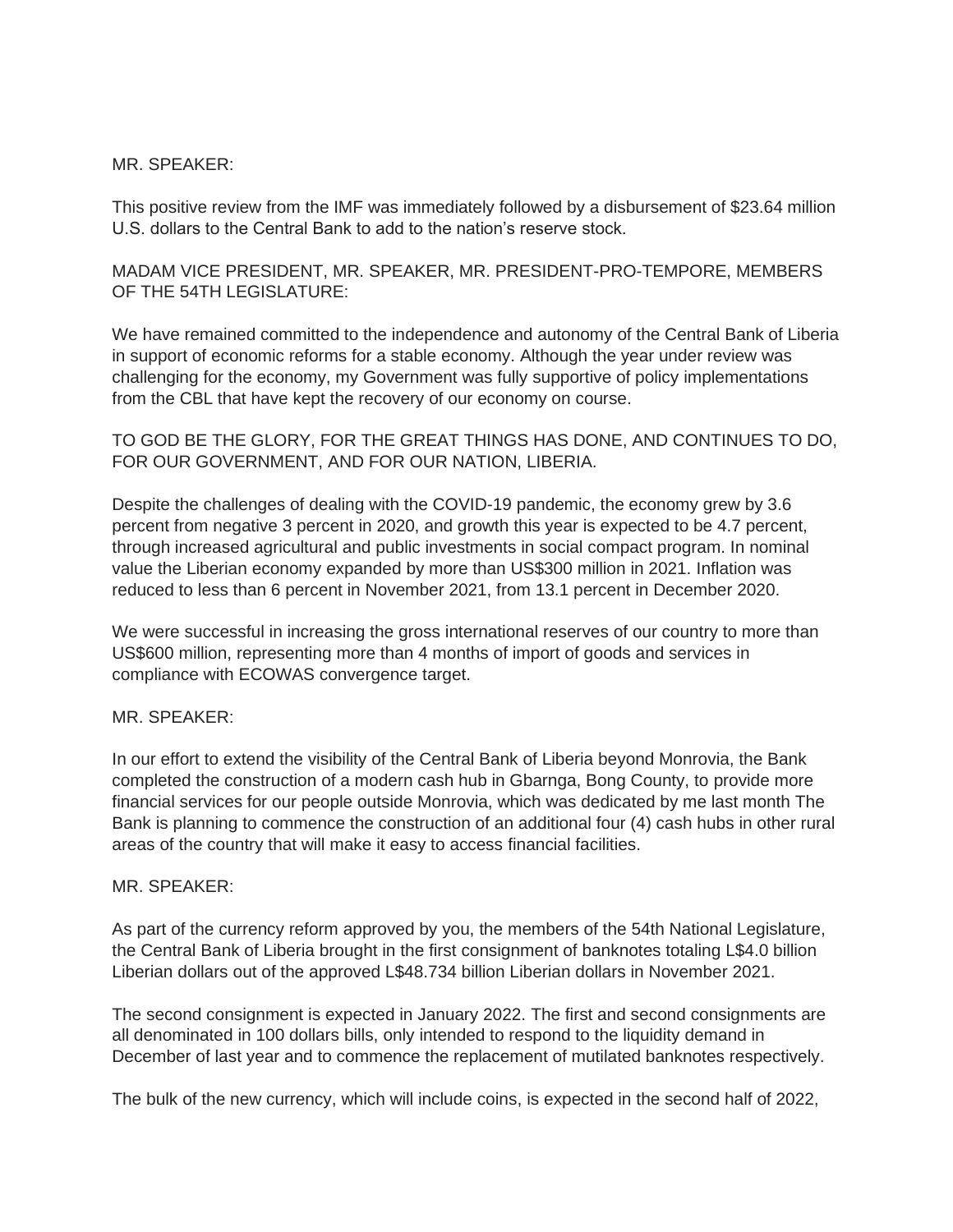MR. SPEAKER:

This positive review from the IMF was immediately followed by a disbursement of $23.64 million U.S. dollars to the Central Bank to add to the nation's reserve stock.

MADAM VICE PRESIDENT, MR. SPEAKER, MR. PRESIDENT-PRO-TEMPORE, MEMBERS OF THE 54TH LEGISLATURE:

We have remained committed to the independence and autonomy of the Central Bank of Liberia in support of economic reforms for a stable economy. Although the year under review was challenging for the economy, my Government was fully supportive of policy implementations from the CBL that have kept the recovery of our economy on course.

TO GOD BE THE GLORY, FOR THE GREAT THINGS HAS DONE, AND CONTINUES TO DO, FOR OUR GOVERNMENT, AND FOR OUR NATION, LIBERIA.

Despite the challenges of dealing with the COVID-19 pandemic, the economy grew by 3.6 percent from negative 3 percent in 2020, and growth this year is expected to be 4.7 percent, through increased agricultural and public investments in social compact program. In nominal value the Liberian economy expanded by more than US$300 million in 2021. Inflation was reduced to less than 6 percent in November 2021, from 13.1 percent in December 2020.

We were successful in increasing the gross international reserves of our country to more than US$600 million, representing more than 4 months of import of goods and services in compliance with ECOWAS convergence target.

MR. SPEAKER:

In our effort to extend the visibility of the Central Bank of Liberia beyond Monrovia, the Bank completed the construction of a modern cash hub in Gbarnga, Bong County, to provide more financial services for our people outside Monrovia, which was dedicated by me last month The Bank is planning to commence the construction of an additional four (4) cash hubs in other rural areas of the country that will make it easy to access financial facilities.

MR. SPEAKER:

As part of the currency reform approved by you, the members of the 54th National Legislature, the Central Bank of Liberia brought in the first consignment of banknotes totaling L$4.0 billion Liberian dollars out of the approved L$48.734 billion Liberian dollars in November 2021.

The second consignment is expected in January 2022. The first and second consignments are all denominated in 100 dollars bills, only intended to respond to the liquidity demand in December of last year and to commence the replacement of mutilated banknotes respectively.

The bulk of the new currency, which will include coins, is expected in the second half of 2022,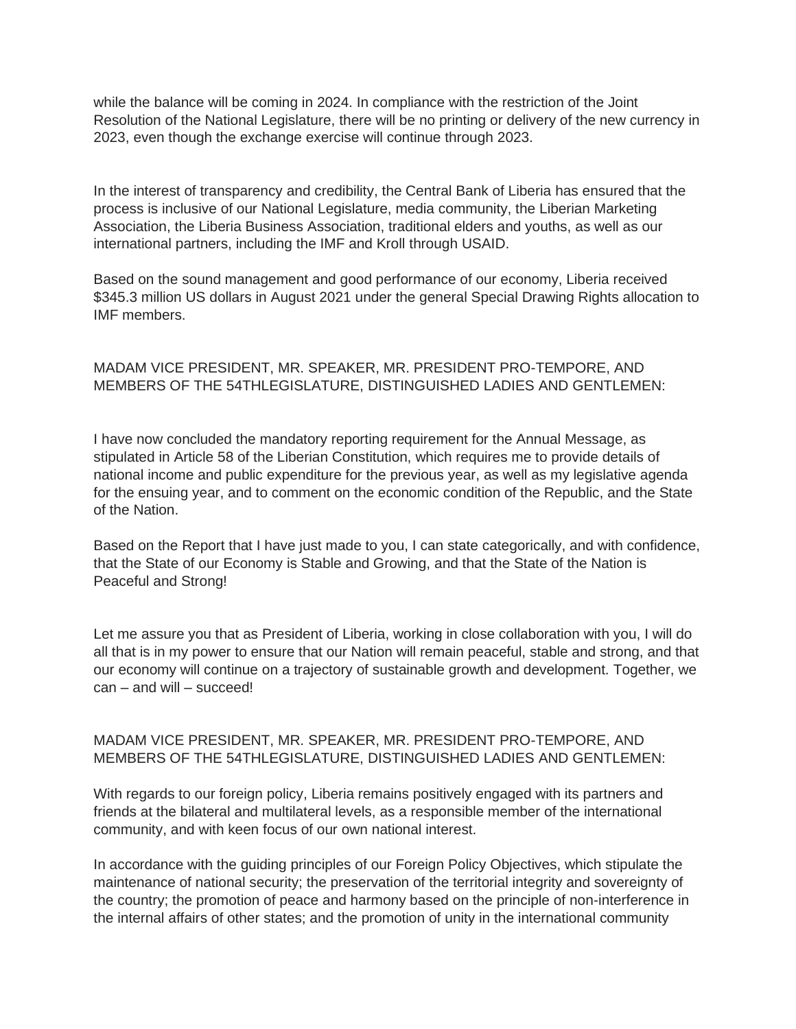while the balance will be coming in 2024. In compliance with the restriction of the Joint Resolution of the National Legislature, there will be no printing or delivery of the new currency in 2023, even though the exchange exercise will continue through 2023.

In the interest of transparency and credibility, the Central Bank of Liberia has ensured that the process is inclusive of our National Legislature, media community, the Liberian Marketing Association, the Liberia Business Association, traditional elders and youths, as well as our international partners, including the IMF and Kroll through USAID.

Based on the sound management and good performance of our economy, Liberia received $345.3 million US dollars in August 2021 under the general Special Drawing Rights allocation to IMF members.

MADAM VICE PRESIDENT, MR. SPEAKER, MR. PRESIDENT PRO-TEMPORE, AND MEMBERS OF THE 54THLEGISLATURE, DISTINGUISHED LADIES AND GENTLEMEN:

I have now concluded the mandatory reporting requirement for the Annual Message, as stipulated in Article 58 of the Liberian Constitution, which requires me to provide details of national income and public expenditure for the previous year, as well as my legislative agenda for the ensuing year, and to comment on the economic condition of the Republic, and the State of the Nation.

Based on the Report that I have just made to you, I can state categorically, and with confidence, that the State of our Economy is Stable and Growing, and that the State of the Nation is Peaceful and Strong!

Let me assure you that as President of Liberia, working in close collaboration with you, I will do all that is in my power to ensure that our Nation will remain peaceful, stable and strong, and that our economy will continue on a trajectory of sustainable growth and development. Together, we can – and will – succeed!

MADAM VICE PRESIDENT, MR. SPEAKER, MR. PRESIDENT PRO-TEMPORE, AND MEMBERS OF THE 54THLEGISLATURE, DISTINGUISHED LADIES AND GENTLEMEN:

With regards to our foreign policy, Liberia remains positively engaged with its partners and friends at the bilateral and multilateral levels, as a responsible member of the international community, and with keen focus of our own national interest.

In accordance with the guiding principles of our Foreign Policy Objectives, which stipulate the maintenance of national security; the preservation of the territorial integrity and sovereignty of the country; the promotion of peace and harmony based on the principle of non-interference in the internal affairs of other states; and the promotion of unity in the international community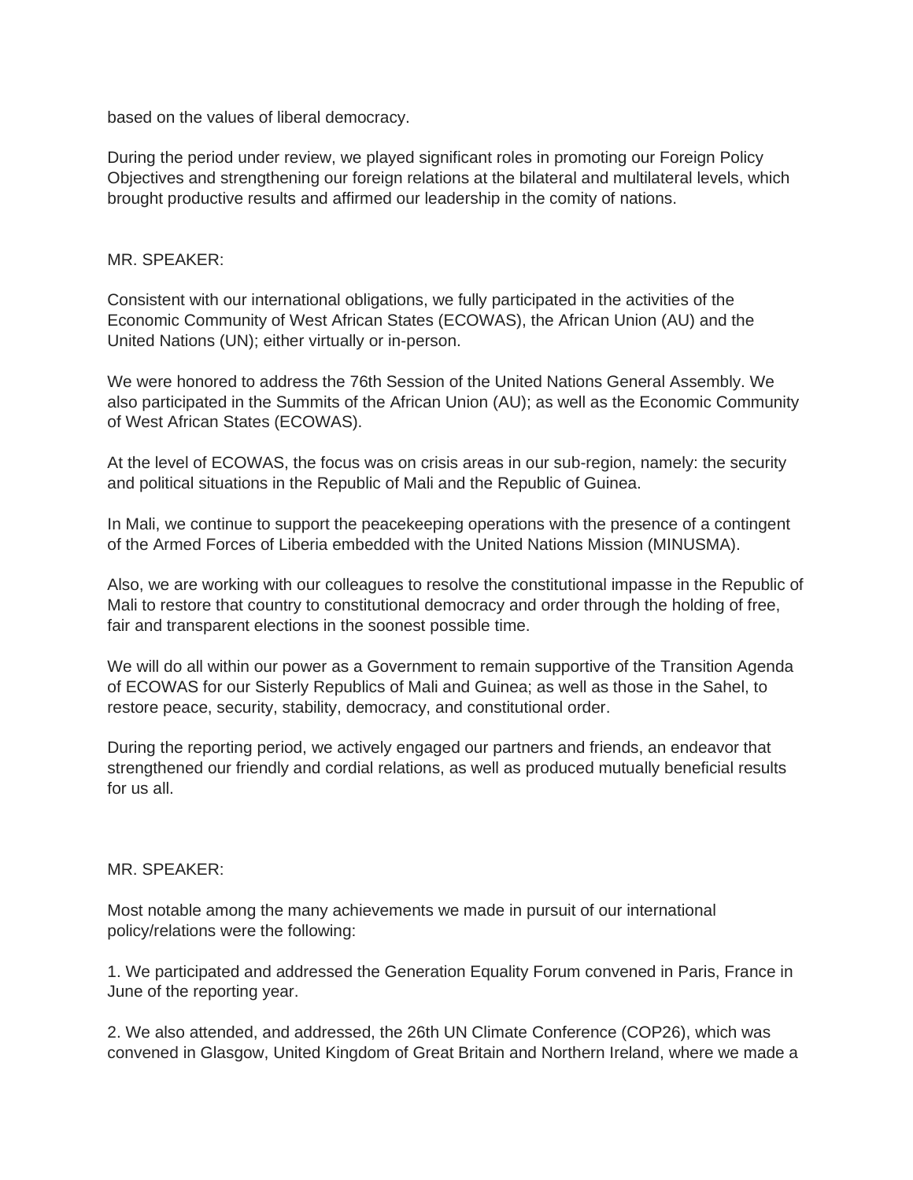based on the values of liberal democracy.

During the period under review, we played significant roles in promoting our Foreign Policy Objectives and strengthening our foreign relations at the bilateral and multilateral levels, which brought productive results and affirmed our leadership in the comity of nations.

MR. SPEAKER:

Consistent with our international obligations, we fully participated in the activities of the Economic Community of West African States (ECOWAS), the African Union (AU) and the United Nations (UN); either virtually or in-person.

We were honored to address the 76th Session of the United Nations General Assembly. We also participated in the Summits of the African Union (AU); as well as the Economic Community of West African States (ECOWAS).

At the level of ECOWAS, the focus was on crisis areas in our sub-region, namely: the security and political situations in the Republic of Mali and the Republic of Guinea.

In Mali, we continue to support the peacekeeping operations with the presence of a contingent of the Armed Forces of Liberia embedded with the United Nations Mission (MINUSMA).

Also, we are working with our colleagues to resolve the constitutional impasse in the Republic of Mali to restore that country to constitutional democracy and order through the holding of free, fair and transparent elections in the soonest possible time.

We will do all within our power as a Government to remain supportive of the Transition Agenda of ECOWAS for our Sisterly Republics of Mali and Guinea; as well as those in the Sahel, to restore peace, security, stability, democracy, and constitutional order.

During the reporting period, we actively engaged our partners and friends, an endeavor that strengthened our friendly and cordial relations, as well as produced mutually beneficial results for us all.

MR. SPEAKER:

Most notable among the many achievements we made in pursuit of our international policy/relations were the following:

1. We participated and addressed the Generation Equality Forum convened in Paris, France in June of the reporting year.

2. We also attended, and addressed, the 26th UN Climate Conference (COP26), which was convened in Glasgow, United Kingdom of Great Britain and Northern Ireland, where we made a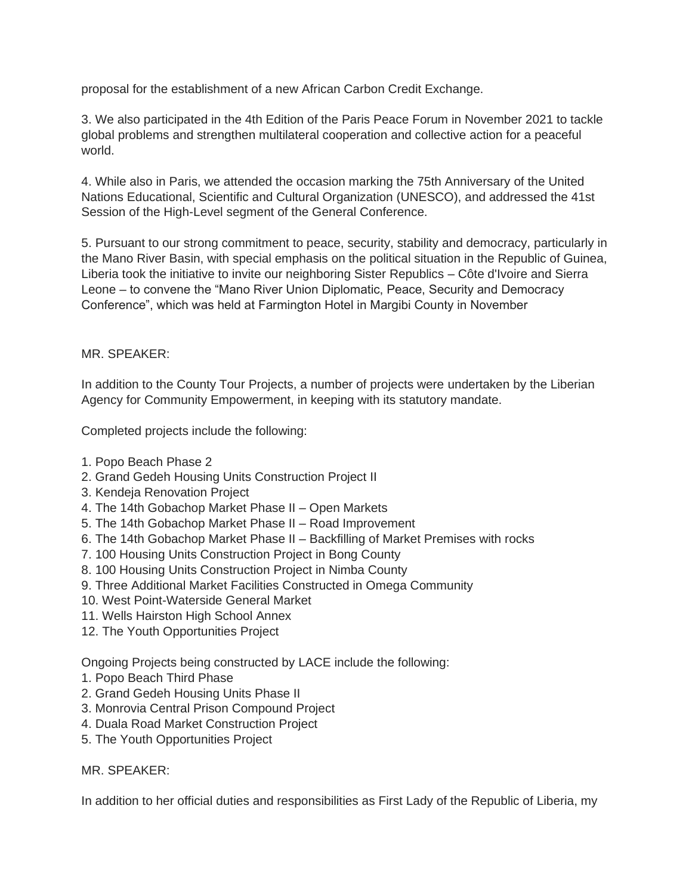proposal for the establishment of a new African Carbon Credit Exchange.

3. We also participated in the 4th Edition of the Paris Peace Forum in November 2021 to tackle global problems and strengthen multilateral cooperation and collective action for a peaceful world.

4. While also in Paris, we attended the occasion marking the 75th Anniversary of the United Nations Educational, Scientific and Cultural Organization (UNESCO), and addressed the 41st Session of the High-Level segment of the General Conference.

5. Pursuant to our strong commitment to peace, security, stability and democracy, particularly in the Mano River Basin, with special emphasis on the political situation in the Republic of Guinea, Liberia took the initiative to invite our neighboring Sister Republics – Côte d'Ivoire and Sierra Leone – to convene the "Mano River Union Diplomatic, Peace, Security and Democracy Conference", which was held at Farmington Hotel in Margibi County in November

MR. SPEAKER:

In addition to the County Tour Projects, a number of projects were undertaken by the Liberian Agency for Community Empowerment, in keeping with its statutory mandate.

Completed projects include the following:

1. Popo Beach Phase 2
2. Grand Gedeh Housing Units Construction Project II
3. Kendeja Renovation Project
4. The 14th Gobachop Market Phase II – Open Markets
5. The 14th Gobachop Market Phase II – Road Improvement
6. The 14th Gobachop Market Phase II – Backfilling of Market Premises with rocks
7. 100 Housing Units Construction Project in Bong County
8. 100 Housing Units Construction Project in Nimba County
9. Three Additional Market Facilities Constructed in Omega Community
10. West Point-Waterside General Market
11. Wells Hairston High School Annex
12. The Youth Opportunities Project

Ongoing Projects being constructed by LACE include the following:

1. Popo Beach Third Phase
2. Grand Gedeh Housing Units Phase II
3. Monrovia Central Prison Compound Project
4. Duala Road Market Construction Project
5. The Youth Opportunities Project

MR. SPEAKER:

In addition to her official duties and responsibilities as First Lady of the Republic of Liberia, my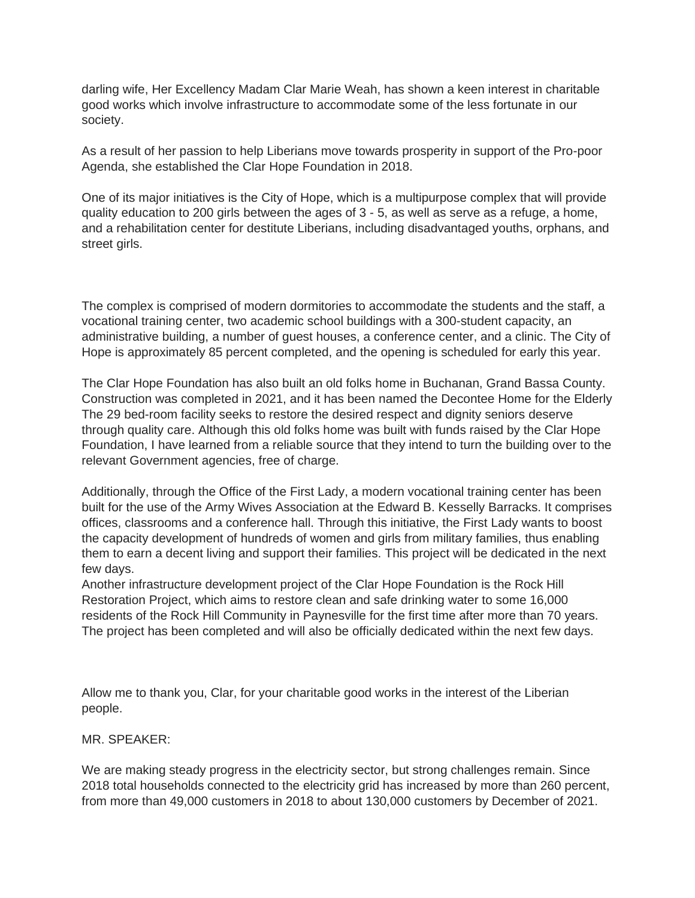darling wife, Her Excellency Madam Clar Marie Weah, has shown a keen interest in charitable good works which involve infrastructure to accommodate some of the less fortunate in our society.

As a result of her passion to help Liberians move towards prosperity in support of the Pro-poor Agenda, she established the Clar Hope Foundation in 2018.

One of its major initiatives is the City of Hope, which is a multipurpose complex that will provide quality education to 200 girls between the ages of 3 - 5, as well as serve as a refuge, a home, and a rehabilitation center for destitute Liberians, including disadvantaged youths, orphans, and street girls.

The complex is comprised of modern dormitories to accommodate the students and the staff, a vocational training center, two academic school buildings with a 300-student capacity, an administrative building, a number of guest houses, a conference center, and a clinic. The City of Hope is approximately 85 percent completed, and the opening is scheduled for early this year.

The Clar Hope Foundation has also built an old folks home in Buchanan, Grand Bassa County. Construction was completed in 2021, and it has been named the Decontee Home for the Elderly The 29 bed-room facility seeks to restore the desired respect and dignity seniors deserve through quality care. Although this old folks home was built with funds raised by the Clar Hope Foundation, I have learned from a reliable source that they intend to turn the building over to the relevant Government agencies, free of charge.

Additionally, through the Office of the First Lady, a modern vocational training center has been built for the use of the Army Wives Association at the Edward B. Kesselly Barracks. It comprises offices, classrooms and a conference hall. Through this initiative, the First Lady wants to boost the capacity development of hundreds of women and girls from military families, thus enabling them to earn a decent living and support their families. This project will be dedicated in the next few days.

Another infrastructure development project of the Clar Hope Foundation is the Rock Hill Restoration Project, which aims to restore clean and safe drinking water to some 16,000 residents of the Rock Hill Community in Paynesville for the first time after more than 70 years. The project has been completed and will also be officially dedicated within the next few days.

Allow me to thank you, Clar, for your charitable good works in the interest of the Liberian people.

MR. SPEAKER:

We are making steady progress in the electricity sector, but strong challenges remain. Since 2018 total households connected to the electricity grid has increased by more than 260 percent, from more than 49,000 customers in 2018 to about 130,000 customers by December of 2021.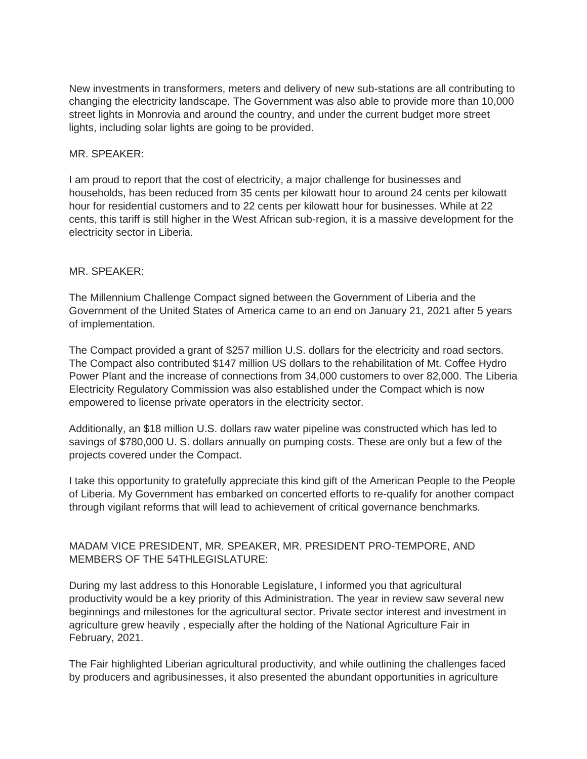New investments in transformers, meters and delivery of new sub-stations are all contributing to changing the electricity landscape. The Government was also able to provide more than 10,000 street lights in Monrovia and around the country, and under the current budget more street lights, including solar lights are going to be provided.

MR. SPEAKER:

I am proud to report that the cost of electricity, a major challenge for businesses and households, has been reduced from 35 cents per kilowatt hour to around 24 cents per kilowatt hour for residential customers and to 22 cents per kilowatt hour for businesses. While at 22 cents, this tariff is still higher in the West African sub-region, it is a massive development for the electricity sector in Liberia.

MR. SPEAKER:

The Millennium Challenge Compact signed between the Government of Liberia and the Government of the United States of America came to an end on January 21, 2021 after 5 years of implementation.

The Compact provided a grant of $257 million U.S. dollars for the electricity and road sectors. The Compact also contributed $147 million US dollars to the rehabilitation of Mt. Coffee Hydro Power Plant and the increase of connections from 34,000 customers to over 82,000. The Liberia Electricity Regulatory Commission was also established under the Compact which is now empowered to license private operators in the electricity sector.

Additionally, an $18 million U.S. dollars raw water pipeline was constructed which has led to savings of $780,000 U. S. dollars annually on pumping costs. These are only but a few of the projects covered under the Compact.

I take this opportunity to gratefully appreciate this kind gift of the American People to the People of Liberia. My Government has embarked on concerted efforts to re-qualify for another compact through vigilant reforms that will lead to achievement of critical governance benchmarks.

MADAM VICE PRESIDENT, MR. SPEAKER, MR. PRESIDENT PRO-TEMPORE, AND MEMBERS OF THE 54THLEGISLATURE:

During my last address to this Honorable Legislature, I informed you that agricultural productivity would be a key priority of this Administration. The year in review saw several new beginnings and milestones for the agricultural sector. Private sector interest and investment in agriculture grew heavily , especially after the holding of the National Agriculture Fair in February, 2021.

The Fair highlighted Liberian agricultural productivity, and while outlining the challenges faced by producers and agribusinesses, it also presented the abundant opportunities in agriculture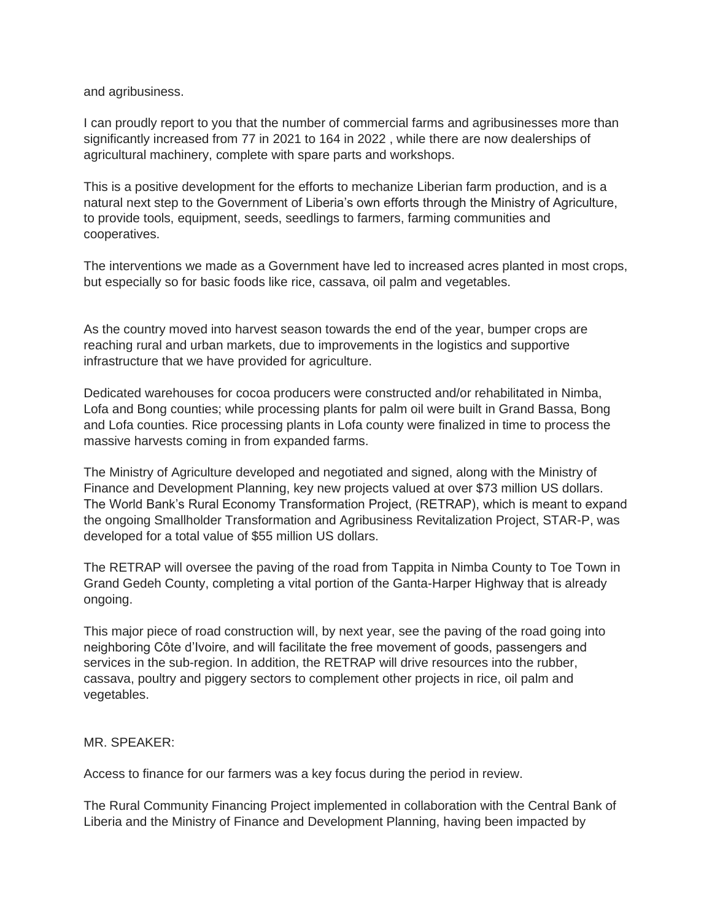and agribusiness.

I can proudly report to you that the number of commercial farms and agribusinesses more than significantly increased from 77 in 2021 to 164 in 2022 , while there are now dealerships of agricultural machinery, complete with spare parts and workshops.

This is a positive development for the efforts to mechanize Liberian farm production, and is a natural next step to the Government of Liberia's own efforts through the Ministry of Agriculture, to provide tools, equipment, seeds, seedlings to farmers, farming communities and cooperatives.

The interventions we made as a Government have led to increased acres planted in most crops, but especially so for basic foods like rice, cassava, oil palm and vegetables.

As the country moved into harvest season towards the end of the year, bumper crops are reaching rural and urban markets, due to improvements in the logistics and supportive infrastructure that we have provided for agriculture.

Dedicated warehouses for cocoa producers were constructed and/or rehabilitated in Nimba, Lofa and Bong counties; while processing plants for palm oil were built in Grand Bassa, Bong and Lofa counties. Rice processing plants in Lofa county were finalized in time to process the massive harvests coming in from expanded farms.

The Ministry of Agriculture developed and negotiated and signed, along with the Ministry of Finance and Development Planning, key new projects valued at over $73 million US dollars. The World Bank's Rural Economy Transformation Project, (RETRAP), which is meant to expand the ongoing Smallholder Transformation and Agribusiness Revitalization Project, STAR-P, was developed for a total value of $55 million US dollars.

The RETRAP will oversee the paving of the road from Tappita in Nimba County to Toe Town in Grand Gedeh County, completing a vital portion of the Ganta-Harper Highway that is already ongoing.

This major piece of road construction will, by next year, see the paving of the road going into neighboring Côte d'Ivoire, and will facilitate the free movement of goods, passengers and services in the sub-region. In addition, the RETRAP will drive resources into the rubber, cassava, poultry and piggery sectors to complement other projects in rice, oil palm and vegetables.

MR. SPEAKER:

Access to finance for our farmers was a key focus during the period in review.

The Rural Community Financing Project implemented in collaboration with the Central Bank of Liberia and the Ministry of Finance and Development Planning, having been impacted by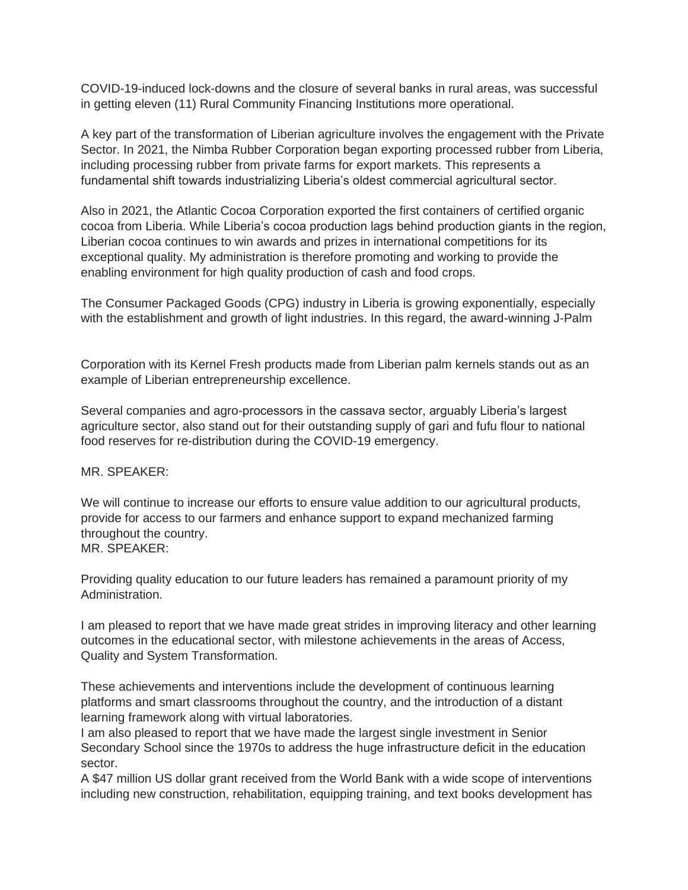COVID-19-induced lock-downs and the closure of several banks in rural areas, was successful in getting eleven (11) Rural Community Financing Institutions more operational.

A key part of the transformation of Liberian agriculture involves the engagement with the Private Sector. In 2021, the Nimba Rubber Corporation began exporting processed rubber from Liberia, including processing rubber from private farms for export markets. This represents a fundamental shift towards industrializing Liberia's oldest commercial agricultural sector.

Also in 2021, the Atlantic Cocoa Corporation exported the first containers of certified organic cocoa from Liberia. While Liberia's cocoa production lags behind production giants in the region, Liberian cocoa continues to win awards and prizes in international competitions for its exceptional quality. My administration is therefore promoting and working to provide the enabling environment for high quality production of cash and food crops.

The Consumer Packaged Goods (CPG) industry in Liberia is growing exponentially, especially with the establishment and growth of light industries. In this regard, the award-winning J-Palm Corporation with its Kernel Fresh products made from Liberian palm kernels stands out as an example of Liberian entrepreneurship excellence.

Several companies and agro-processors in the cassava sector, arguably Liberia's largest agriculture sector, also stand out for their outstanding supply of gari and fufu flour to national food reserves for re-distribution during the COVID-19 emergency.

MR. SPEAKER:

We will continue to increase our efforts to ensure value addition to our agricultural products, provide for access to our farmers and enhance support to expand mechanized farming throughout the country.

MR. SPEAKER:

Providing quality education to our future leaders has remained a paramount priority of my Administration.

I am pleased to report that we have made great strides in improving literacy and other learning outcomes in the educational sector, with milestone achievements in the areas of Access, Quality and System Transformation.

These achievements and interventions include the development of continuous learning platforms and smart classrooms throughout the country, and the introduction of a distant learning framework along with virtual laboratories.

I am also pleased to report that we have made the largest single investment in Senior Secondary School since the 1970s to address the huge infrastructure deficit in the education sector.

A $47 million US dollar grant received from the World Bank with a wide scope of interventions including new construction, rehabilitation, equipping training, and text books development has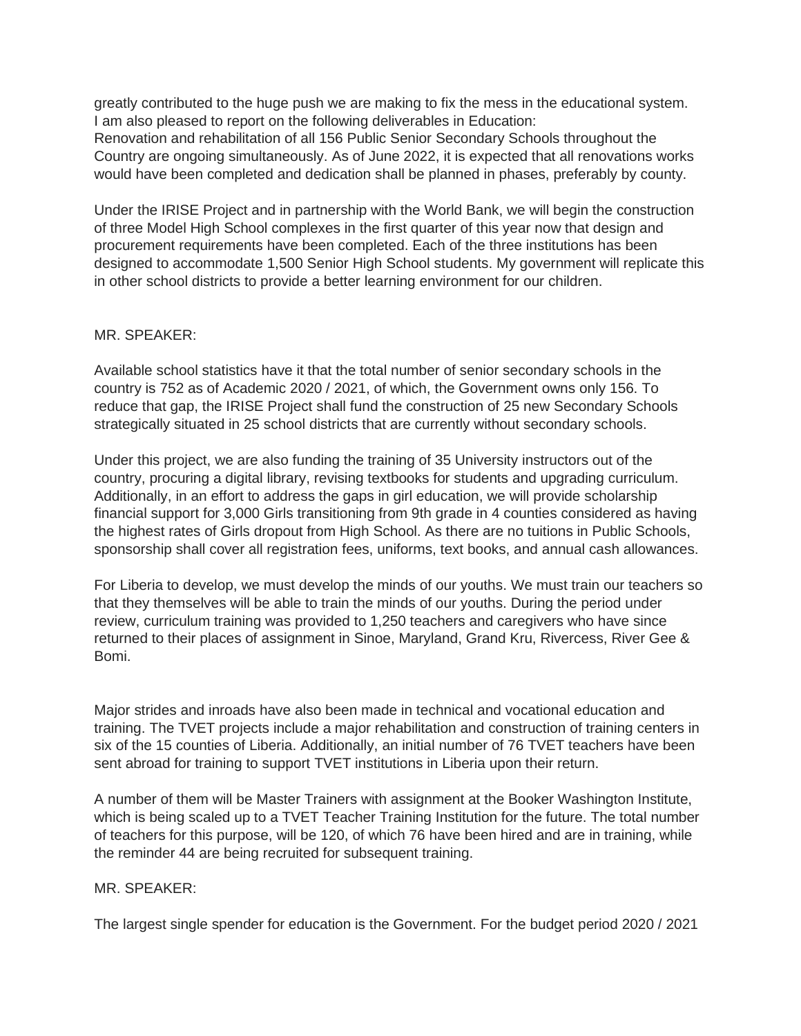greatly contributed to the huge push we are making to fix the mess in the educational system. I am also pleased to report on the following deliverables in Education:
Renovation and rehabilitation of all 156 Public Senior Secondary Schools throughout the Country are ongoing simultaneously. As of June 2022, it is expected that all renovations works would have been completed and dedication shall be planned in phases, preferably by county.

Under the IRISE Project and in partnership with the World Bank, we will begin the construction of three Model High School complexes in the first quarter of this year now that design and procurement requirements have been completed. Each of the three institutions has been designed to accommodate 1,500 Senior High School students. My government will replicate this in other school districts to provide a better learning environment for our children.

MR. SPEAKER:

Available school statistics have it that the total number of senior secondary schools in the country is 752 as of Academic 2020 / 2021, of which, the Government owns only 156. To reduce that gap, the IRISE Project shall fund the construction of 25 new Secondary Schools strategically situated in 25 school districts that are currently without secondary schools.

Under this project, we are also funding the training of 35 University instructors out of the country, procuring a digital library, revising textbooks for students and upgrading curriculum. Additionally, in an effort to address the gaps in girl education, we will provide scholarship financial support for 3,000 Girls transitioning from 9th grade in 4 counties considered as having the highest rates of Girls dropout from High School. As there are no tuitions in Public Schools, sponsorship shall cover all registration fees, uniforms, text books, and annual cash allowances.

For Liberia to develop, we must develop the minds of our youths. We must train our teachers so that they themselves will be able to train the minds of our youths. During the period under review, curriculum training was provided to 1,250 teachers and caregivers who have since returned to their places of assignment in Sinoe, Maryland, Grand Kru, Rivercess, River Gee & Bomi.

Major strides and inroads have also been made in technical and vocational education and training. The TVET projects include a major rehabilitation and construction of training centers in six of the 15 counties of Liberia. Additionally, an initial number of 76 TVET teachers have been sent abroad for training to support TVET institutions in Liberia upon their return.

A number of them will be Master Trainers with assignment at the Booker Washington Institute, which is being scaled up to a TVET Teacher Training Institution for the future. The total number of teachers for this purpose, will be 120, of which 76 have been hired and are in training, while the reminder 44 are being recruited for subsequent training.

MR. SPEAKER:

The largest single spender for education is the Government. For the budget period 2020 / 2021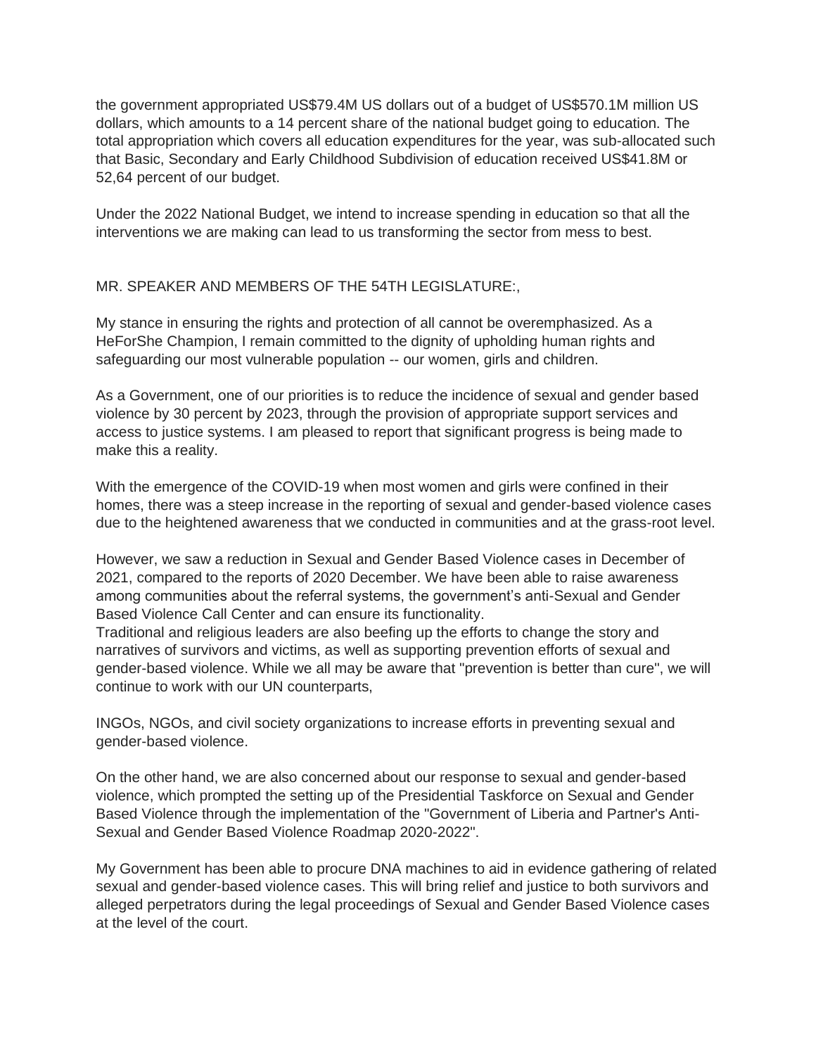the government appropriated US$79.4M US dollars out of a budget of US$570.1M million US dollars, which amounts to a 14 percent share of the national budget going to education. The total appropriation which covers all education expenditures for the year, was sub-allocated such that Basic, Secondary and Early Childhood Subdivision of education received US$41.8M or 52,64 percent of our budget.

Under the 2022 National Budget, we intend to increase spending in education so that all the interventions we are making can lead to us transforming the sector from mess to best.

MR. SPEAKER AND MEMBERS OF THE 54TH LEGISLATURE:,

My stance in ensuring the rights and protection of all cannot be overemphasized. As a HeForShe Champion, I remain committed to the dignity of upholding human rights and safeguarding our most vulnerable population -- our women, girls and children.

As a Government, one of our priorities is to reduce the incidence of sexual and gender based violence by 30 percent by 2023, through the provision of appropriate support services and access to justice systems. I am pleased to report that significant progress is being made to make this a reality.

With the emergence of the COVID-19 when most women and girls were confined in their homes, there was a steep increase in the reporting of sexual and gender-based violence cases due to the heightened awareness that we conducted in communities and at the grass-root level.

However, we saw a reduction in Sexual and Gender Based Violence cases in December of 2021, compared to the reports of 2020 December. We have been able to raise awareness among communities about the referral systems, the government's anti-Sexual and Gender Based Violence Call Center and can ensure its functionality.
Traditional and religious leaders are also beefing up the efforts to change the story and narratives of survivors and victims, as well as supporting prevention efforts of sexual and gender-based violence. While we all may be aware that "prevention is better than cure", we will continue to work with our UN counterparts,

INGOs, NGOs, and civil society organizations to increase efforts in preventing sexual and gender-based violence.

On the other hand, we are also concerned about our response to sexual and gender-based violence, which prompted the setting up of the Presidential Taskforce on Sexual and Gender Based Violence through the implementation of the "Government of Liberia and Partner's Anti-Sexual and Gender Based Violence Roadmap 2020-2022".

My Government has been able to procure DNA machines to aid in evidence gathering of related sexual and gender-based violence cases. This will bring relief and justice to both survivors and alleged perpetrators during the legal proceedings of Sexual and Gender Based Violence cases at the level of the court.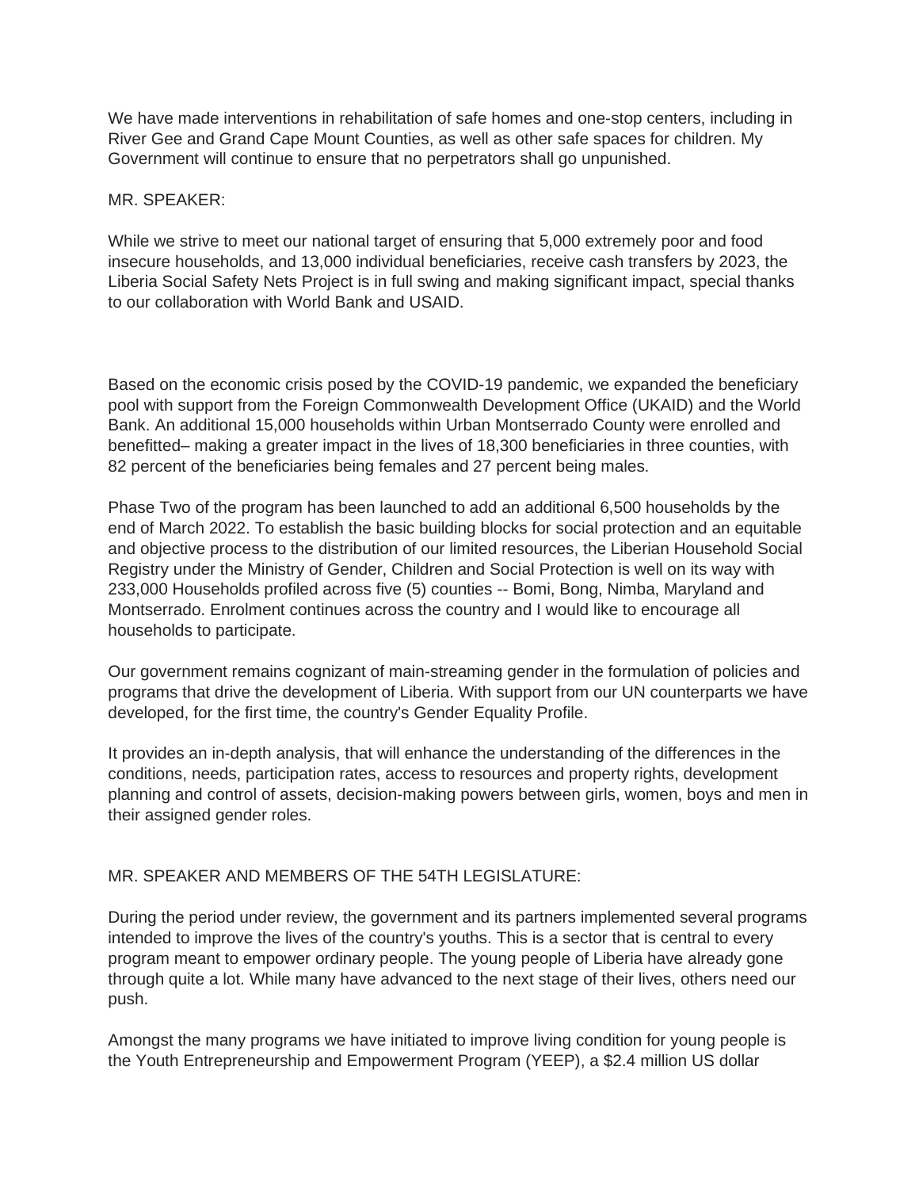We have made interventions in rehabilitation of safe homes and one-stop centers, including in River Gee and Grand Cape Mount Counties, as well as other safe spaces for children. My Government will continue to ensure that no perpetrators shall go unpunished.

MR. SPEAKER:

While we strive to meet our national target of ensuring that 5,000 extremely poor and food insecure households, and 13,000 individual beneficiaries, receive cash transfers by 2023, the Liberia Social Safety Nets Project is in full swing and making significant impact, special thanks to our collaboration with World Bank and USAID.

Based on the economic crisis posed by the COVID-19 pandemic, we expanded the beneficiary pool with support from the Foreign Commonwealth Development Office (UKAID) and the World Bank. An additional 15,000 households within Urban Montserrado County were enrolled and benefitted– making a greater impact in the lives of 18,300 beneficiaries in three counties, with 82 percent of the beneficiaries being females and 27 percent being males.

Phase Two of the program has been launched to add an additional 6,500 households by the end of March 2022. To establish the basic building blocks for social protection and an equitable and objective process to the distribution of our limited resources, the Liberian Household Social Registry under the Ministry of Gender, Children and Social Protection is well on its way with 233,000 Households profiled across five (5) counties -- Bomi, Bong, Nimba, Maryland and Montserrado. Enrolment continues across the country and I would like to encourage all households to participate.

Our government remains cognizant of main-streaming gender in the formulation of policies and programs that drive the development of Liberia. With support from our UN counterparts we have developed, for the first time, the country's Gender Equality Profile.

It provides an in-depth analysis, that will enhance the understanding of the differences in the conditions, needs, participation rates, access to resources and property rights, development planning and control of assets, decision-making powers between girls, women, boys and men in their assigned gender roles.

MR. SPEAKER AND MEMBERS OF THE 54TH LEGISLATURE:

During the period under review, the government and its partners implemented several programs intended to improve the lives of the country's youths. This is a sector that is central to every program meant to empower ordinary people. The young people of Liberia have already gone through quite a lot. While many have advanced to the next stage of their lives, others need our push.

Amongst the many programs we have initiated to improve living condition for young people is the Youth Entrepreneurship and Empowerment Program (YEEP), a $2.4 million US dollar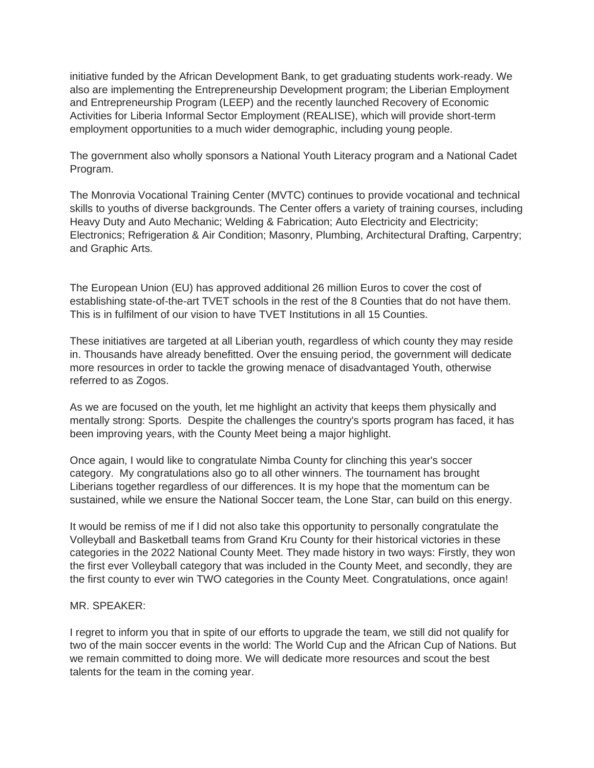initiative funded by the African Development Bank, to get graduating students work-ready. We also are implementing the Entrepreneurship Development program; the Liberian Employment and Entrepreneurship Program (LEEP) and the recently launched Recovery of Economic Activities for Liberia Informal Sector Employment (REALISE), which will provide short-term employment opportunities to a much wider demographic, including young people.

The government also wholly sponsors a National Youth Literacy program and a National Cadet Program.

The Monrovia Vocational Training Center (MVTC) continues to provide vocational and technical skills to youths of diverse backgrounds. The Center offers a variety of training courses, including Heavy Duty and Auto Mechanic; Welding & Fabrication; Auto Electricity and Electricity; Electronics; Refrigeration & Air Condition; Masonry, Plumbing, Architectural Drafting, Carpentry; and Graphic Arts.

The European Union (EU) has approved additional 26 million Euros to cover the cost of establishing state-of-the-art TVET schools in the rest of the 8 Counties that do not have them. This is in fulfilment of our vision to have TVET Institutions in all 15 Counties.

These initiatives are targeted at all Liberian youth, regardless of which county they may reside in. Thousands have already benefitted. Over the ensuing period, the government will dedicate more resources in order to tackle the growing menace of disadvantaged Youth, otherwise referred to as Zogos.

As we are focused on the youth, let me highlight an activity that keeps them physically and mentally strong: Sports. Despite the challenges the country's sports program has faced, it has been improving years, with the County Meet being a major highlight.

Once again, I would like to congratulate Nimba County for clinching this year's soccer category. My congratulations also go to all other winners. The tournament has brought Liberians together regardless of our differences. It is my hope that the momentum can be sustained, while we ensure the National Soccer team, the Lone Star, can build on this energy.

It would be remiss of me if I did not also take this opportunity to personally congratulate the Volleyball and Basketball teams from Grand Kru County for their historical victories in these categories in the 2022 National County Meet. They made history in two ways: Firstly, they won the first ever Volleyball category that was included in the County Meet, and secondly, they are the first county to ever win TWO categories in the County Meet. Congratulations, once again!

MR. SPEAKER:

I regret to inform you that in spite of our efforts to upgrade the team, we still did not qualify for two of the main soccer events in the world: The World Cup and the African Cup of Nations. But we remain committed to doing more. We will dedicate more resources and scout the best talents for the team in the coming year.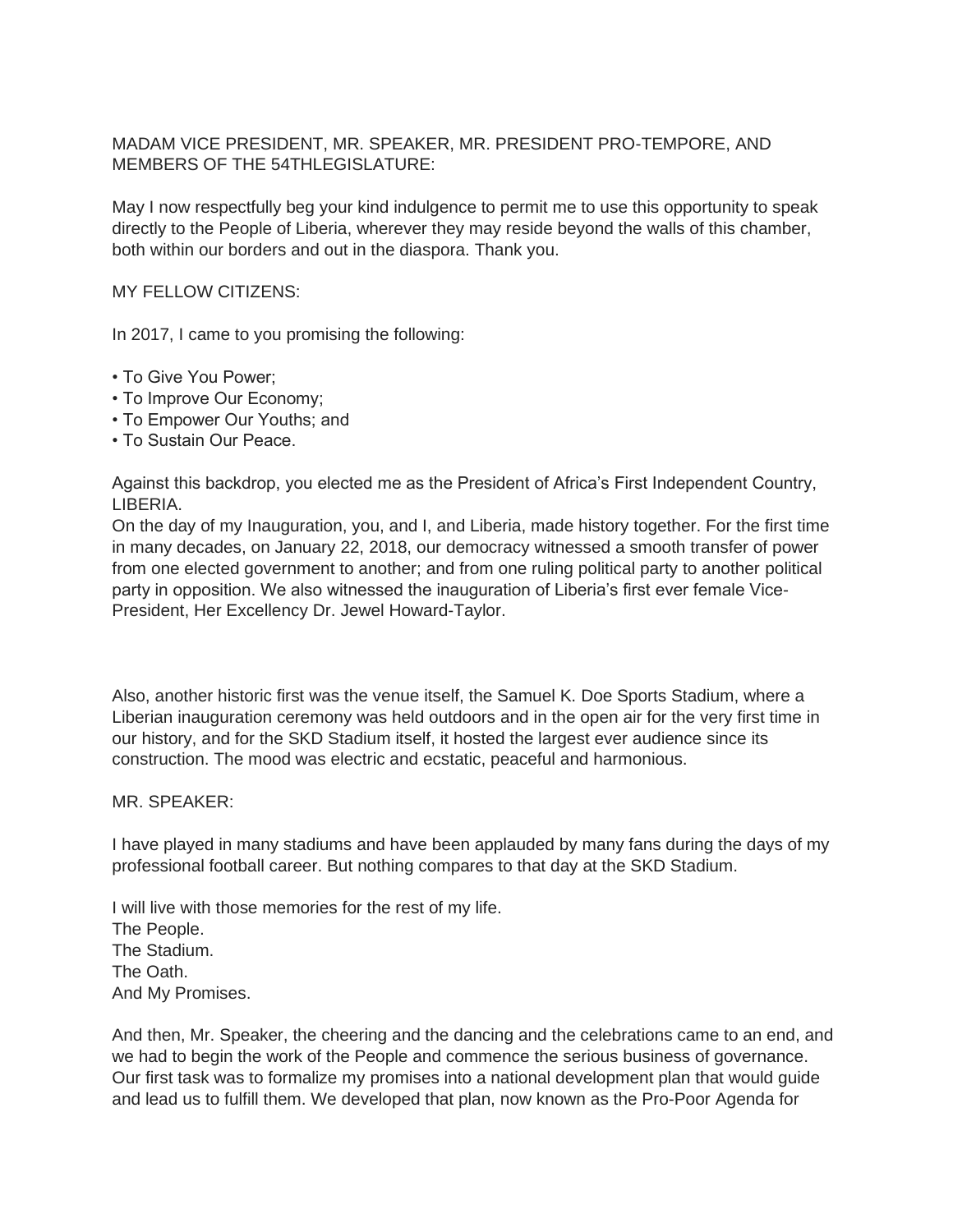MADAM VICE PRESIDENT, MR. SPEAKER, MR. PRESIDENT PRO-TEMPORE, AND MEMBERS OF THE 54THLEGISLATURE:

May I now respectfully beg your kind indulgence to permit me to use this opportunity to speak directly to the People of Liberia, wherever they may reside beyond the walls of this chamber, both within our borders and out in the diaspora. Thank you.

MY FELLOW CITIZENS:

In 2017, I came to you promising the following:

- To Give You Power;
- To Improve Our Economy;
- To Empower Our Youths; and
- To Sustain Our Peace.

Against this backdrop, you elected me as the President of Africa's First Independent Country, LIBERIA.
On the day of my Inauguration, you, and I, and Liberia, made history together. For the first time in many decades, on January 22, 2018, our democracy witnessed a smooth transfer of power from one elected government to another; and from one ruling political party to another political party in opposition. We also witnessed the inauguration of Liberia's first ever female Vice-President, Her Excellency Dr. Jewel Howard-Taylor.

Also, another historic first was the venue itself, the Samuel K. Doe Sports Stadium, where a Liberian inauguration ceremony was held outdoors and in the open air for the very first time in our history, and for the SKD Stadium itself, it hosted the largest ever audience since its construction. The mood was electric and ecstatic, peaceful and harmonious.

MR. SPEAKER:

I have played in many stadiums and have been applauded by many fans during the days of my professional football career. But nothing compares to that day at the SKD Stadium.

I will live with those memories for the rest of my life.
The People.
The Stadium.
The Oath.
And My Promises.

And then, Mr. Speaker, the cheering and the dancing and the celebrations came to an end, and we had to begin the work of the People and commence the serious business of governance. Our first task was to formalize my promises into a national development plan that would guide and lead us to fulfill them. We developed that plan, now known as the Pro-Poor Agenda for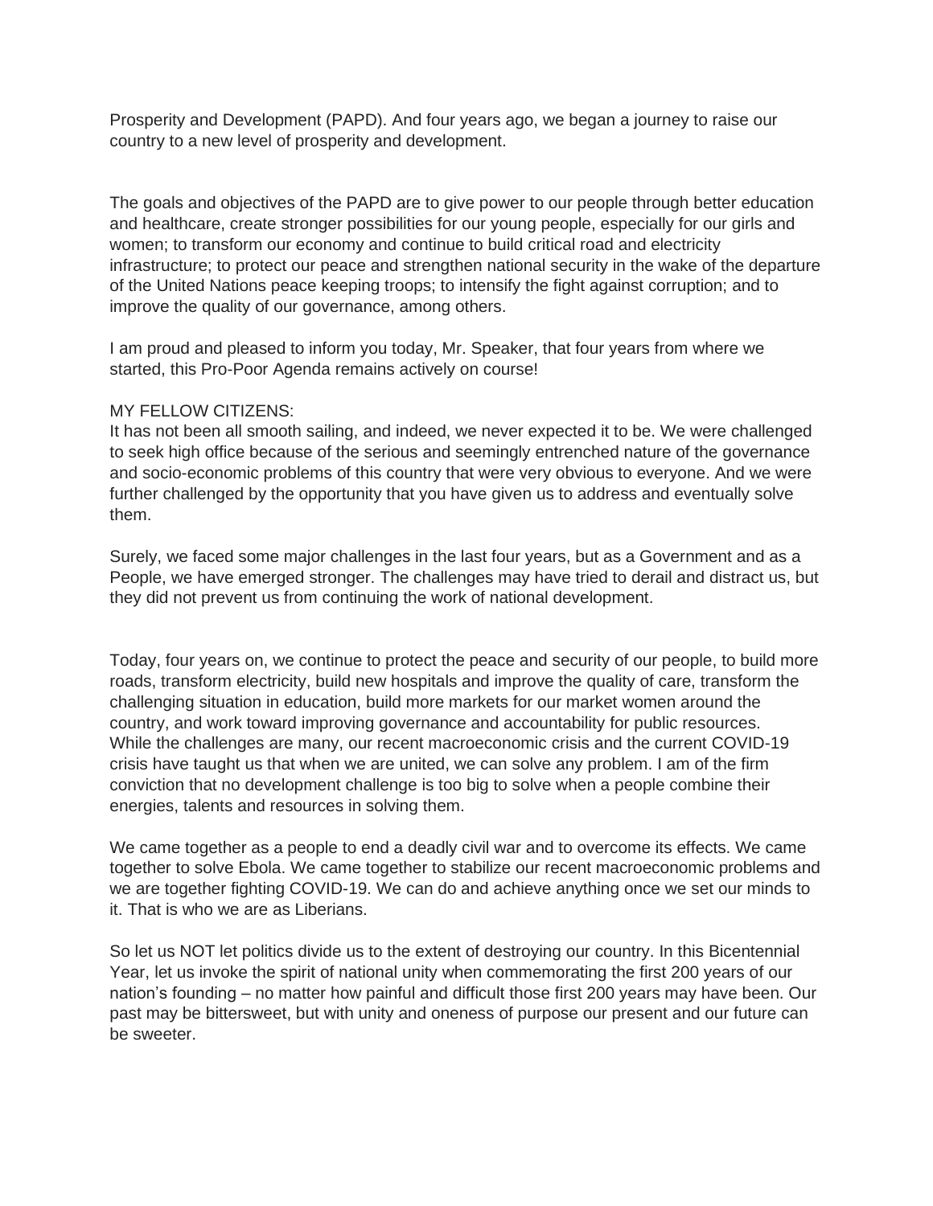Prosperity and Development (PAPD). And four years ago, we began a journey to raise our country to a new level of prosperity and development.

The goals and objectives of the PAPD are to give power to our people through better education and healthcare, create stronger possibilities for our young people, especially for our girls and women; to transform our economy and continue to build critical road and electricity infrastructure; to protect our peace and strengthen national security in the wake of the departure of the United Nations peace keeping troops; to intensify the fight against corruption; and to improve the quality of our governance, among others.

I am proud and pleased to inform you today, Mr. Speaker, that four years from where we started, this Pro-Poor Agenda remains actively on course!

MY FELLOW CITIZENS:
It has not been all smooth sailing, and indeed, we never expected it to be. We were challenged to seek high office because of the serious and seemingly entrenched nature of the governance and socio-economic problems of this country that were very obvious to everyone. And we were further challenged by the opportunity that you have given us to address and eventually solve them.

Surely, we faced some major challenges in the last four years, but as a Government and as a People, we have emerged stronger. The challenges may have tried to derail and distract us, but they did not prevent us from continuing the work of national development.

Today, four years on, we continue to protect the peace and security of our people, to build more roads, transform electricity, build new hospitals and improve the quality of care, transform the challenging situation in education, build more markets for our market women around the country, and work toward improving governance and accountability for public resources.
While the challenges are many, our recent macroeconomic crisis and the current COVID-19 crisis have taught us that when we are united, we can solve any problem. I am of the firm conviction that no development challenge is too big to solve when a people combine their energies, talents and resources in solving them.

We came together as a people to end a deadly civil war and to overcome its effects. We came together to solve Ebola. We came together to stabilize our recent macroeconomic problems and we are together fighting COVID-19. We can do and achieve anything once we set our minds to it. That is who we are as Liberians.

So let us NOT let politics divide us to the extent of destroying our country. In this Bicentennial Year, let us invoke the spirit of national unity when commemorating the first 200 years of our nation's founding – no matter how painful and difficult those first 200 years may have been. Our past may be bittersweet, but with unity and oneness of purpose our present and our future can be sweeter.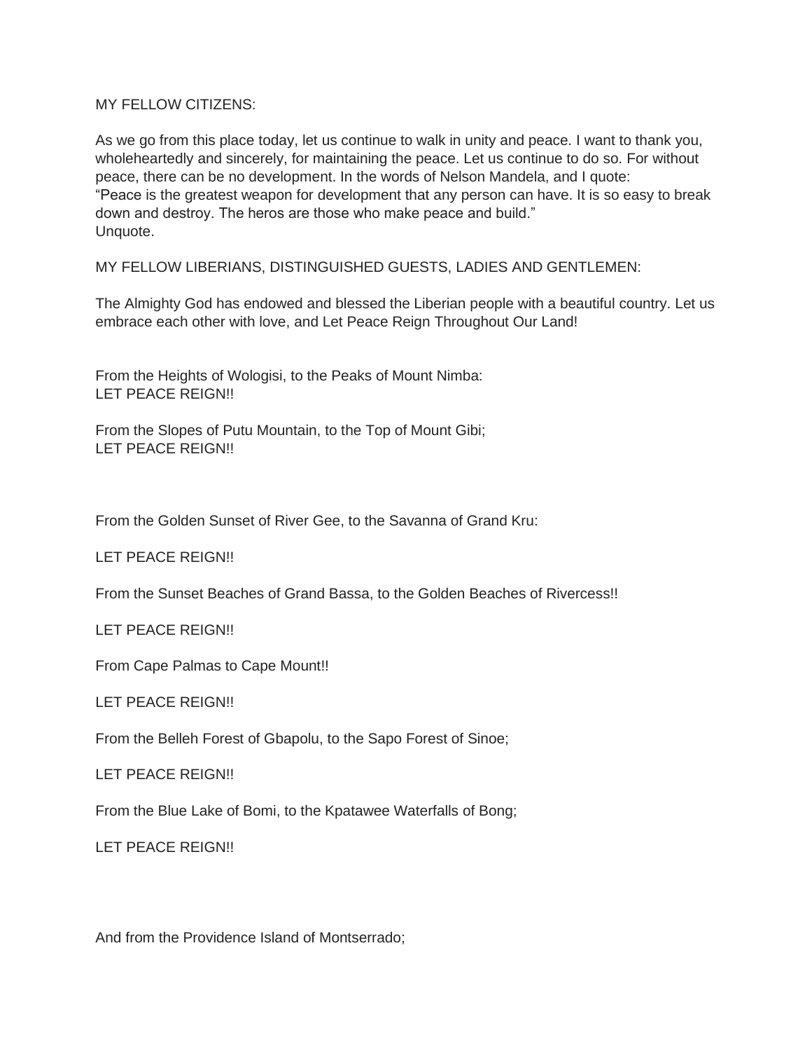MY FELLOW CITIZENS:

As we go from this place today, let us continue to walk in unity and peace. I want to thank you, wholeheartedly and sincerely, for maintaining the peace. Let us continue to do so. For without peace, there can be no development. In the words of Nelson Mandela, and I quote:
"Peace is the greatest weapon for development that any person can have. It is so easy to break down and destroy. The heros are those who make peace and build."
Unquote.

MY FELLOW LIBERIANS, DISTINGUISHED GUESTS, LADIES AND GENTLEMEN:

The Almighty God has endowed and blessed the Liberian people with a beautiful country. Let us embrace each other with love, and Let Peace Reign Throughout Our Land!

From the Heights of Wologisi, to the Peaks of Mount Nimba:
LET PEACE REIGN!!

From the Slopes of Putu Mountain, to the Top of Mount Gibi;
LET PEACE REIGN!!

From the Golden Sunset of River Gee, to the Savanna of Grand Kru:

LET PEACE REIGN!!

From the Sunset Beaches of Grand Bassa, to the Golden Beaches of Rivercess!!

LET PEACE REIGN!!

From Cape Palmas to Cape Mount!!

LET PEACE REIGN!!

From the Belleh Forest of Gbapolu, to the Sapo Forest of Sinoe;

LET PEACE REIGN!!

From the Blue Lake of Bomi, to the Kpatawee Waterfalls of Bong;

LET PEACE REIGN!!

And from the Providence Island of Montserrado;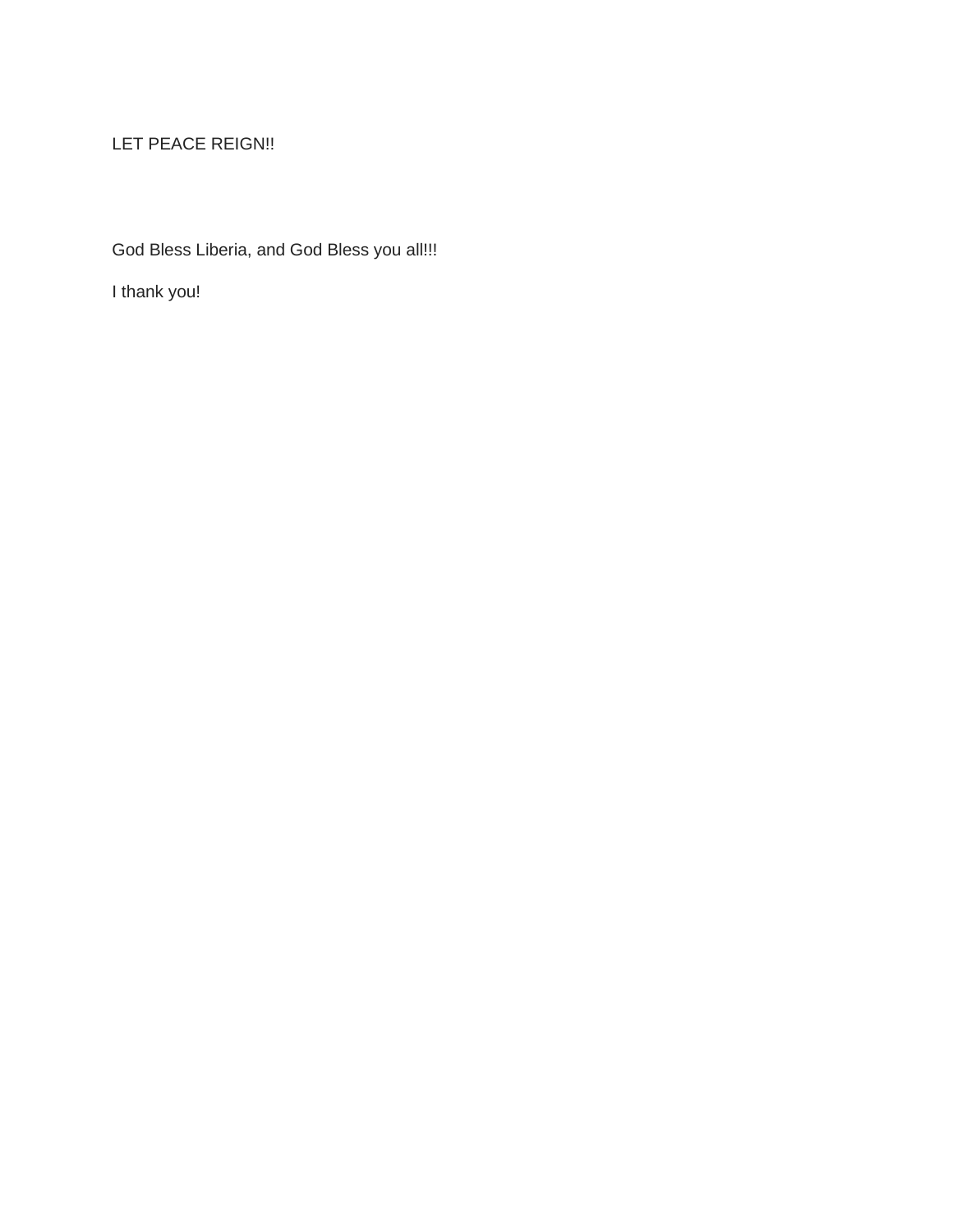LET PEACE REIGN!!

God Bless Liberia, and God Bless you all!!!

I thank you!